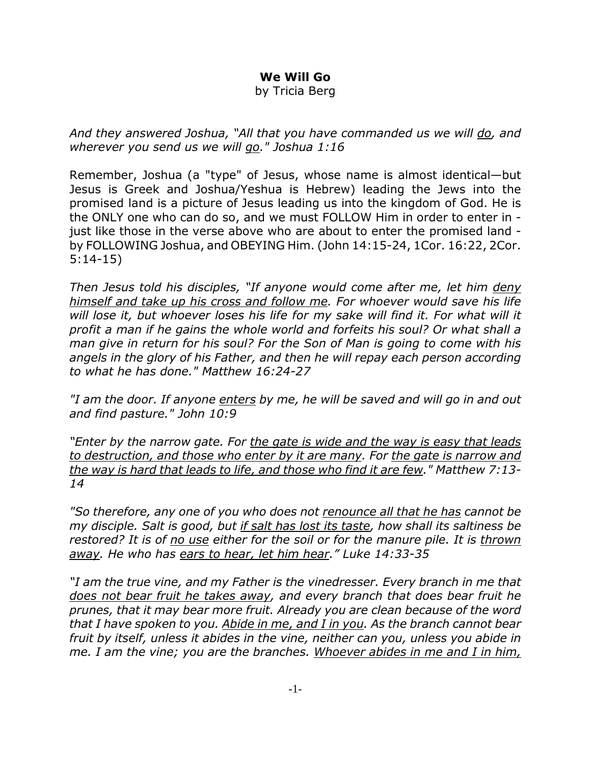**We Will Go**
by Tricia Berg

*And they answered Joshua, "All that you have commanded us we will <u>do</u>, and wherever you send us we will <u>go</u>." Joshua 1:16*

Remember, Joshua (a "type" of Jesus, whose name is almost identical—but Jesus is Greek and Joshua/Yeshua is Hebrew) leading the Jews into the promised land is a picture of Jesus leading us into the kingdom of God. He is the ONLY one who can do so, and we must FOLLOW Him in order to enter in - just like those in the verse above who are about to enter the promised land - by FOLLOWING Joshua, and OBEYING Him. (John 14:15-24, 1Cor. 16:22, 2Cor. 5:14-15)

*Then Jesus told his disciples, "If anyone would come after me, let him <u>deny himself and take up his cross and follow me</u>. For whoever would save his life will lose it, but whoever loses his life for my sake will find it. For what will it profit a man if he gains the whole world and forfeits his soul? Or what shall a man give in return for his soul? For the Son of Man is going to come with his angels in the glory of his Father, and then he will repay each person according to what he has done." Matthew 16:24-27*

*"I am the door. If anyone <u>enters</u> by me, he will be saved and will go in and out and find pasture." John 10:9*

*"Enter by the narrow gate. For <u>the gate is wide and the way is easy that leads to destruction, and those who enter by it are many</u>. For <u>the gate is narrow and the way is hard that leads to life, and those who find it are few</u>." Matthew 7:13-14*

*"So therefore, any one of you who does not <u>renounce all that he has</u> cannot be my disciple. Salt is good, but <u>if salt has lost its taste</u>, how shall its saltiness be restored? It is of <u>no use</u> either for the soil or for the manure pile. It is <u>thrown away</u>. He who has <u>ears to hear, let him hear</u>." Luke 14:33-35*

*"I am the true vine, and my Father is the vinedresser. Every branch in me that <u>does not bear fruit he takes away</u>, and every branch that does bear fruit he prunes, that it may bear more fruit. Already you are clean because of the word that I have spoken to you. <u>Abide in me, and I in you</u>. As the branch cannot bear fruit by itself, unless it abides in the vine, neither can you, unless you abide in me. I am the vine; you are the branches. <u>Whoever abides in me and I in him,</u>*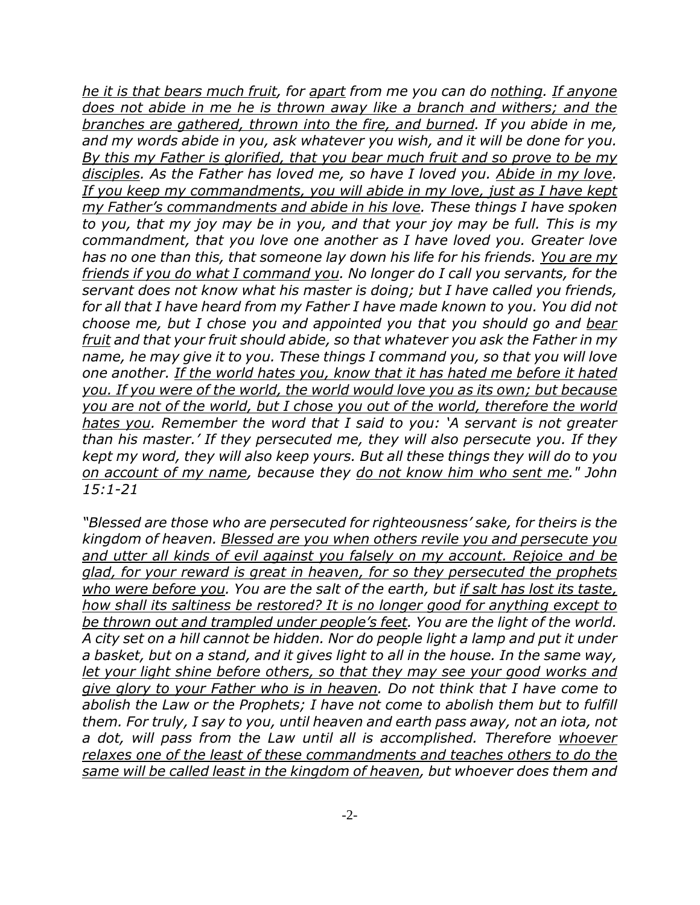*<u>he it is that bears much fruit</u>, for <u>apart</u> from me you can do <u>nothing</u>. <u>If anyone does not abide in me he is thrown away like a branch and withers; and the branches are gathered, thrown into the fire, and burned</u>. If you abide in me, and my words abide in you, ask whatever you wish, and it will be done for you. <u>By this my Father is glorified, that you bear much fruit and so prove to be my disciples</u>. As the Father has loved me, so have I loved you. <u>Abide in my love</u>. <u>If you keep my commandments, you will abide in my love, just as I have kept my Father's commandments and abide in his love</u>. These things I have spoken to you, that my joy may be in you, and that your joy may be full. This is my commandment, that you love one another as I have loved you. Greater love has no one than this, that someone lay down his life for his friends. <u>You are my friends if you do what I command you</u>. No longer do I call you servants, for the servant does not know what his master is doing; but I have called you friends, for all that I have heard from my Father I have made known to you. You did not choose me, but I chose you and appointed you that you should go and <u>bear fruit</u> and that your fruit should abide, so that whatever you ask the Father in my name, he may give it to you. These things I command you, so that you will love one another. <u>If the world hates you, know that it has hated me before it hated you. If you were of the world, the world would love you as its own; but because you are not of the world, but I chose you out of the world, therefore the world hates you</u>. Remember the word that I said to you: 'A servant is not greater than his master.' If they persecuted me, they will also persecute you. If they kept my word, they will also keep yours. But all these things they will do to you <u>on account of my name</u>, because they <u>do not know him who sent me</u>." John 15:1-21*

*"Blessed are those who are persecuted for righteousness' sake, for theirs is the kingdom of heaven. <u>Blessed are you when others revile you and persecute you and utter all kinds of evil against you falsely on my account. Rejoice and be glad, for your reward is great in heaven, for so they persecuted the prophets who were before you</u>. You are the salt of the earth, but <u>if salt has lost its taste, how shall its saltiness be restored? It is no longer good for anything except to be thrown out and trampled under people's feet</u>. You are the light of the world. A city set on a hill cannot be hidden. Nor do people light a lamp and put it under a basket, but on a stand, and it gives light to all in the house. In the same way, <u>let your light shine before others, so that they may see your good works and give glory to your Father who is in heaven</u>. Do not think that I have come to abolish the Law or the Prophets; I have not come to abolish them but to fulfill them. For truly, I say to you, until heaven and earth pass away, not an iota, not a dot, will pass from the Law until all is accomplished. Therefore <u>whoever relaxes one of the least of these commandments and teaches others to do the same will be called least in the kingdom of heaven</u>, but whoever does them and*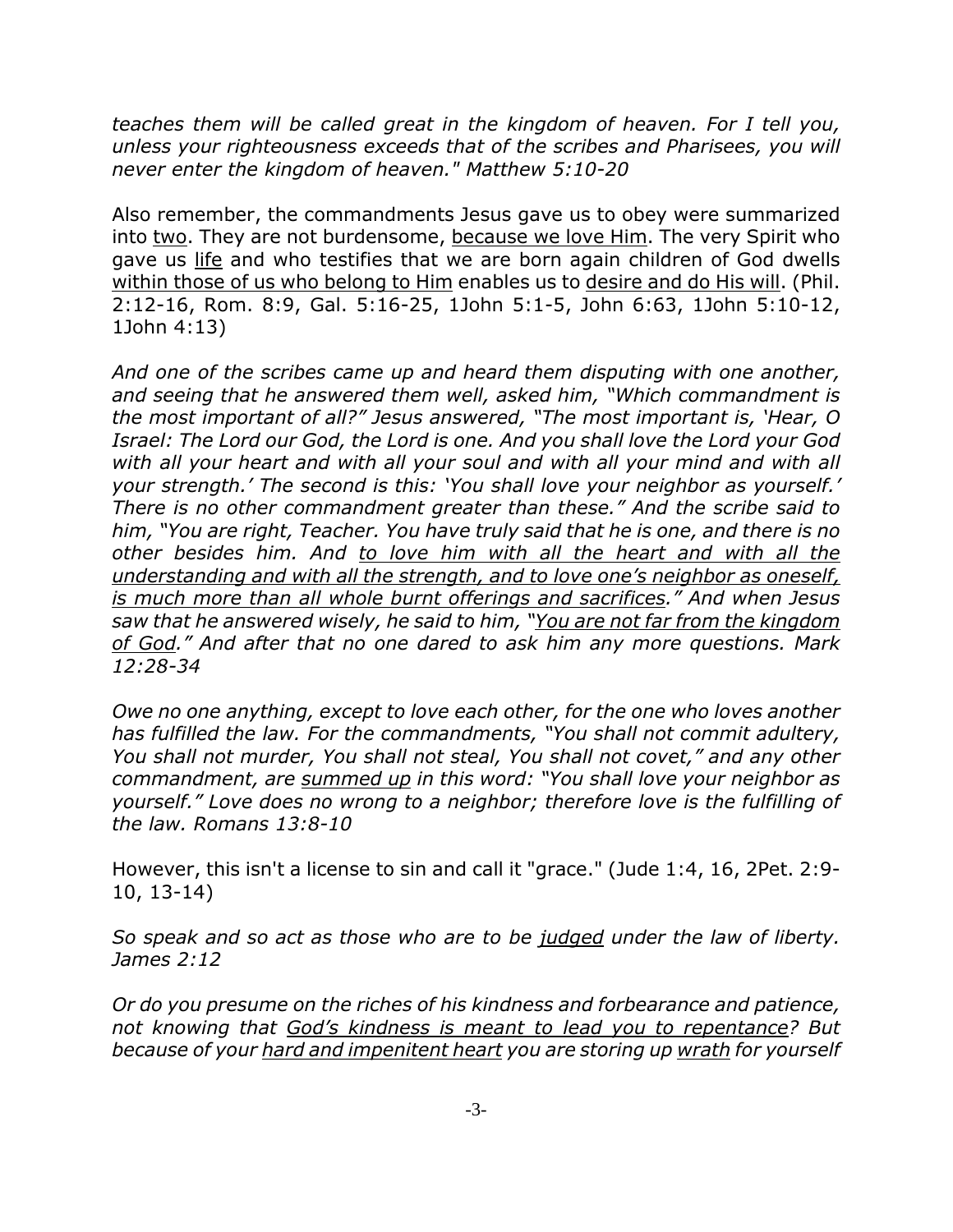*teaches them will be called great in the kingdom of heaven. For I tell you, unless your righteousness exceeds that of the scribes and Pharisees, you will never enter the kingdom of heaven." Matthew 5:10-20*

Also remember, the commandments Jesus gave us to obey were summarized into <u>two</u>. They are not burdensome, <u>because we love Him</u>. The very Spirit who gave us <u>life</u> and who testifies that we are born again children of God dwells <u>within those of us who belong to Him</u> enables us to <u>desire and do His will</u>. (Phil. 2:12-16, Rom. 8:9, Gal. 5:16-25, 1John 5:1-5, John 6:63, 1John 5:10-12, 1John 4:13)

*And one of the scribes came up and heard them disputing with one another, and seeing that he answered them well, asked him, "Which commandment is the most important of all?" Jesus answered, "The most important is, 'Hear, O Israel: The Lord our God, the Lord is one. And you shall love the Lord your God with all your heart and with all your soul and with all your mind and with all your strength.' The second is this: 'You shall love your neighbor as yourself.' There is no other commandment greater than these." And the scribe said to him, "You are right, Teacher. You have truly said that he is one, and there is no other besides him. And <u>to love him with all the heart and with all the understanding and with all the strength, and to love one's neighbor as oneself, is much more than all whole burnt offerings and sacrifices</u>." And when Jesus saw that he answered wisely, he said to him, "<u>You are not far from the kingdom of God</u>." And after that no one dared to ask him any more questions. Mark 12:28-34*

*Owe no one anything, except to love each other, for the one who loves another has fulfilled the law. For the commandments, "You shall not commit adultery, You shall not murder, You shall not steal, You shall not covet," and any other commandment, are <u>summed up</u> in this word: "You shall love your neighbor as yourself." Love does no wrong to a neighbor; therefore love is the fulfilling of the law. Romans 13:8-10*

However, this isn't a license to sin and call it "grace." (Jude 1:4, 16, 2Pet. 2:9-10, 13-14)

*So speak and so act as those who are to be <u>judged</u> under the law of liberty. James 2:12*

*Or do you presume on the riches of his kindness and forbearance and patience, not knowing that <u>God's kindness is meant to lead you to repentance</u>? But because of your <u>hard and impenitent heart</u> you are storing up <u>wrath</u> for yourself*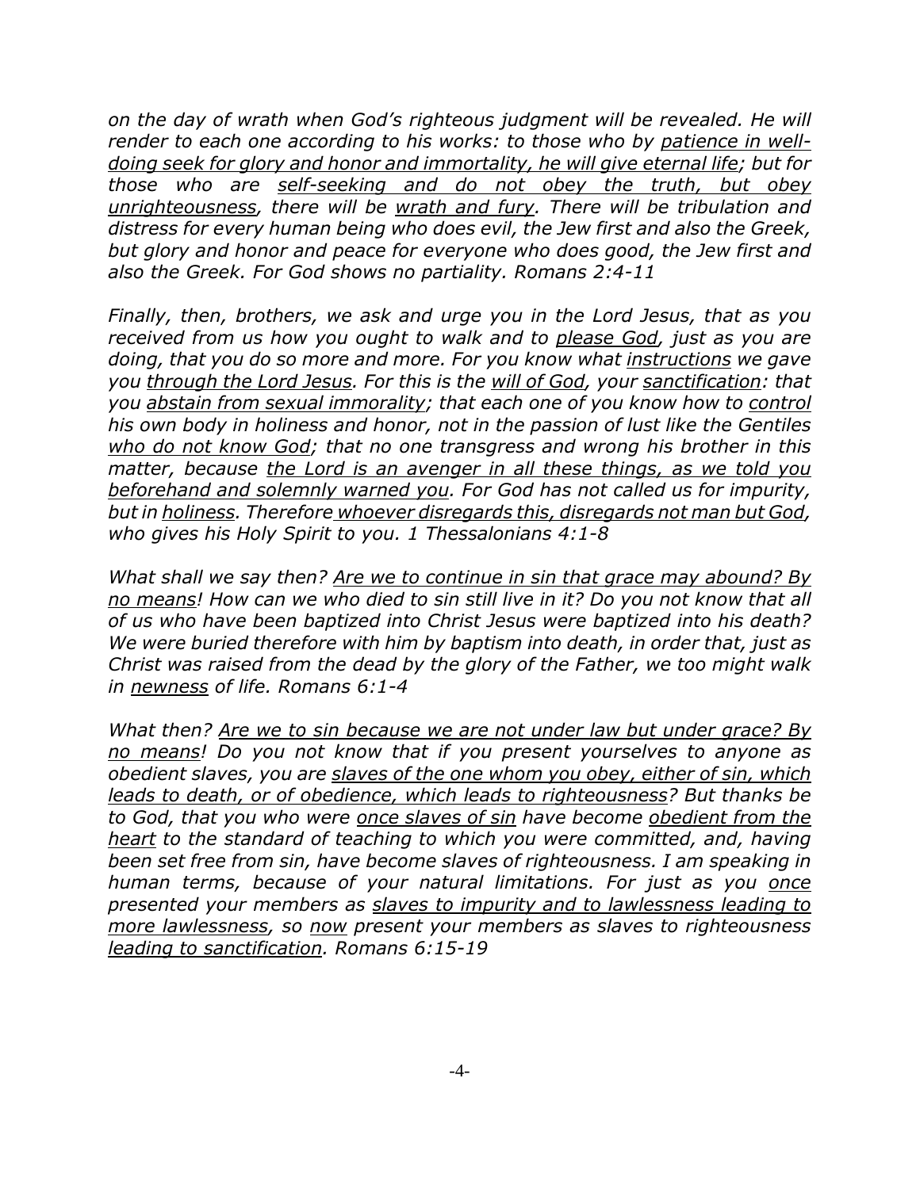*on the day of wrath when God's righteous judgment will be revealed. He will render to each one according to his works: to those who by <u>patience in well-doing seek for glory and honor and immortality, he will give eternal life</u>; but for those who are <u>self-seeking and do not obey the truth, but obey unrighteousness</u>, there will be <u>wrath and fury</u>. There will be tribulation and distress for every human being who does evil, the Jew first and also the Greek, but glory and honor and peace for everyone who does good, the Jew first and also the Greek. For God shows no partiality. Romans 2:4-11*

*Finally, then, brothers, we ask and urge you in the Lord Jesus, that as you received from us how you ought to walk and to <u>please God</u>, just as you are doing, that you do so more and more. For you know what <u>instructions</u> we gave you <u>through the Lord Jesus</u>. For this is the <u>will of God</u>, your <u>sanctification</u>: that you <u>abstain from sexual immorality</u>; that each one of you know how to <u>control</u> his own body in holiness and honor, not in the passion of lust like the Gentiles <u>who do not know God</u>; that no one transgress and wrong his brother in this matter, because <u>the Lord is an avenger in all these things, as we told you beforehand and solemnly warned you</u>. For God has not called us for impurity, but in <u>holiness</u>. Therefore <u>whoever disregards this, disregards not man but God</u>, who gives his Holy Spirit to you. 1 Thessalonians 4:1-8*

*What shall we say then? <u>Are we to continue in sin that grace may abound? By no means</u>! How can we who died to sin still live in it? Do you not know that all of us who have been baptized into Christ Jesus were baptized into his death? We were buried therefore with him by baptism into death, in order that, just as Christ was raised from the dead by the glory of the Father, we too might walk in <u>newness</u> of life. Romans 6:1-4*

*What then? <u>Are we to sin because we are not under law but under grace? By no means</u>! Do you not know that if you present yourselves to anyone as obedient slaves, you are <u>slaves of the one whom you obey, either of sin, which leads to death, or of obedience, which leads to righteousness</u>? But thanks be to God, that you who were <u>once slaves of sin</u> have become <u>obedient from the heart</u> to the standard of teaching to which you were committed, and, having been set free from sin, have become slaves of righteousness. I am speaking in human terms, because of your natural limitations. For just as you <u>once</u> presented your members as <u>slaves to impurity and to lawlessness leading to more lawlessness</u>, so <u>now</u> present your members as slaves to righteousness <u>leading to sanctification</u>. Romans 6:15-19*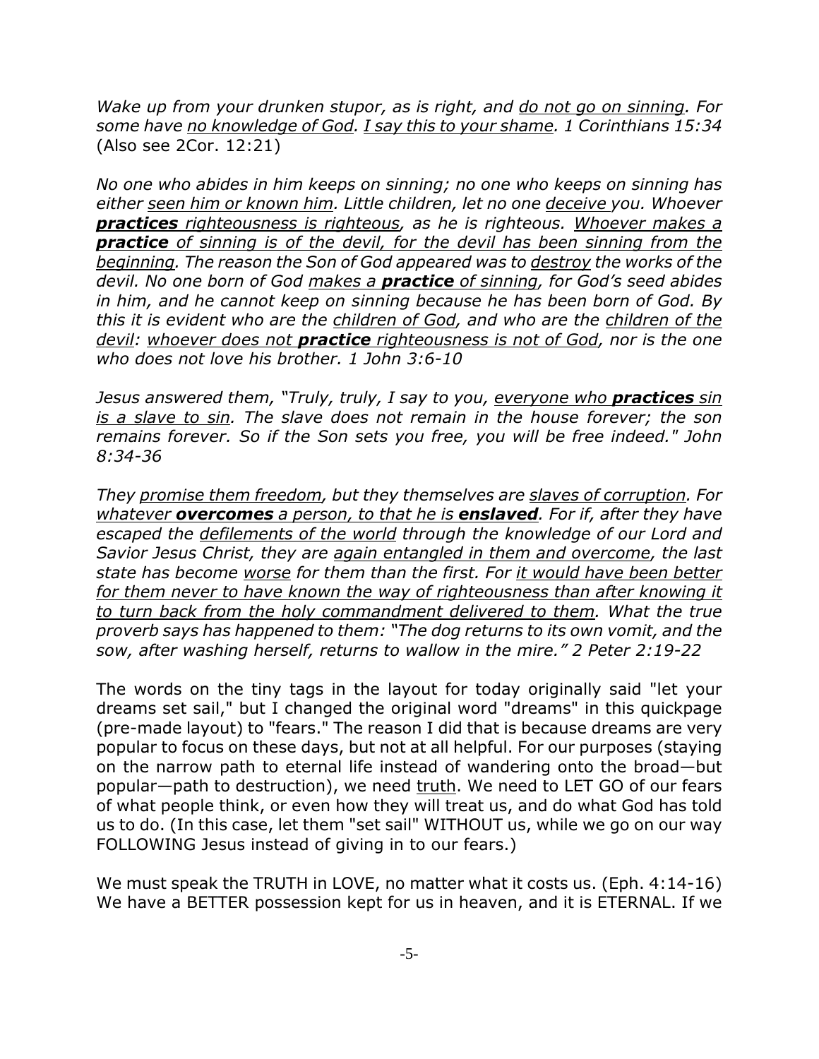*Wake up from your drunken stupor, as is right, and <u>do not go on sinning</u>. For some have <u>no knowledge of God</u>. <u>I say this to your shame</u>. 1 Corinthians 15:34* (Also see 2Cor. 12:21)

*No one who abides in him keeps on sinning; no one who keeps on sinning has either <u>seen him or known him</u>. Little children, let no one <u>deceive</u> you. Whoever <u>**practices** righteousness is righteous</u>, as he is righteous. <u>Whoever makes a **practice** of sinning is of the devil, for the devil has been sinning from the beginning</u>. The reason the Son of God appeared was to <u>destroy</u> the works of the devil. No one born of God <u>makes a **practice** of sinning</u>, for God's seed abides in him, and he cannot keep on sinning because he has been born of God. By this it is evident who are the <u>children of God</u>, and who are the <u>children of the devil</u>: <u>whoever does not **practice** righteousness is not of God</u>, nor is the one who does not love his brother. 1 John 3:6-10*

*Jesus answered them, "Truly, truly, I say to you, <u>everyone who **practices** sin is a slave to sin</u>. The slave does not remain in the house forever; the son remains forever. So if the Son sets you free, you will be free indeed." John 8:34-36*

*They <u>promise them freedom</u>, but they themselves are <u>slaves of corruption</u>. For <u>whatever **overcomes** a person, to that he is **enslaved**</u>. For if, after they have escaped the <u>defilements of the world</u> through the knowledge of our Lord and Savior Jesus Christ, they are <u>again entangled in them and overcome</u>, the last state has become <u>worse</u> for them than the first. For <u>it would have been better for them never to have known the way of righteousness than after knowing it to turn back from the holy commandment delivered to them</u>. What the true proverb says has happened to them: "The dog returns to its own vomit, and the sow, after washing herself, returns to wallow in the mire." 2 Peter 2:19-22*

The words on the tiny tags in the layout for today originally said "let your dreams set sail," but I changed the original word "dreams" in this quickpage (pre-made layout) to "fears." The reason I did that is because dreams are very popular to focus on these days, but not at all helpful. For our purposes (staying on the narrow path to eternal life instead of wandering onto the broad—but popular—path to destruction), we need <u>truth</u>. We need to LET GO of our fears of what people think, or even how they will treat us, and do what God has told us to do. (In this case, let them "set sail" WITHOUT us, while we go on our way FOLLOWING Jesus instead of giving in to our fears.)

We must speak the TRUTH in LOVE, no matter what it costs us. (Eph. 4:14-16) We have a BETTER possession kept for us in heaven, and it is ETERNAL. If we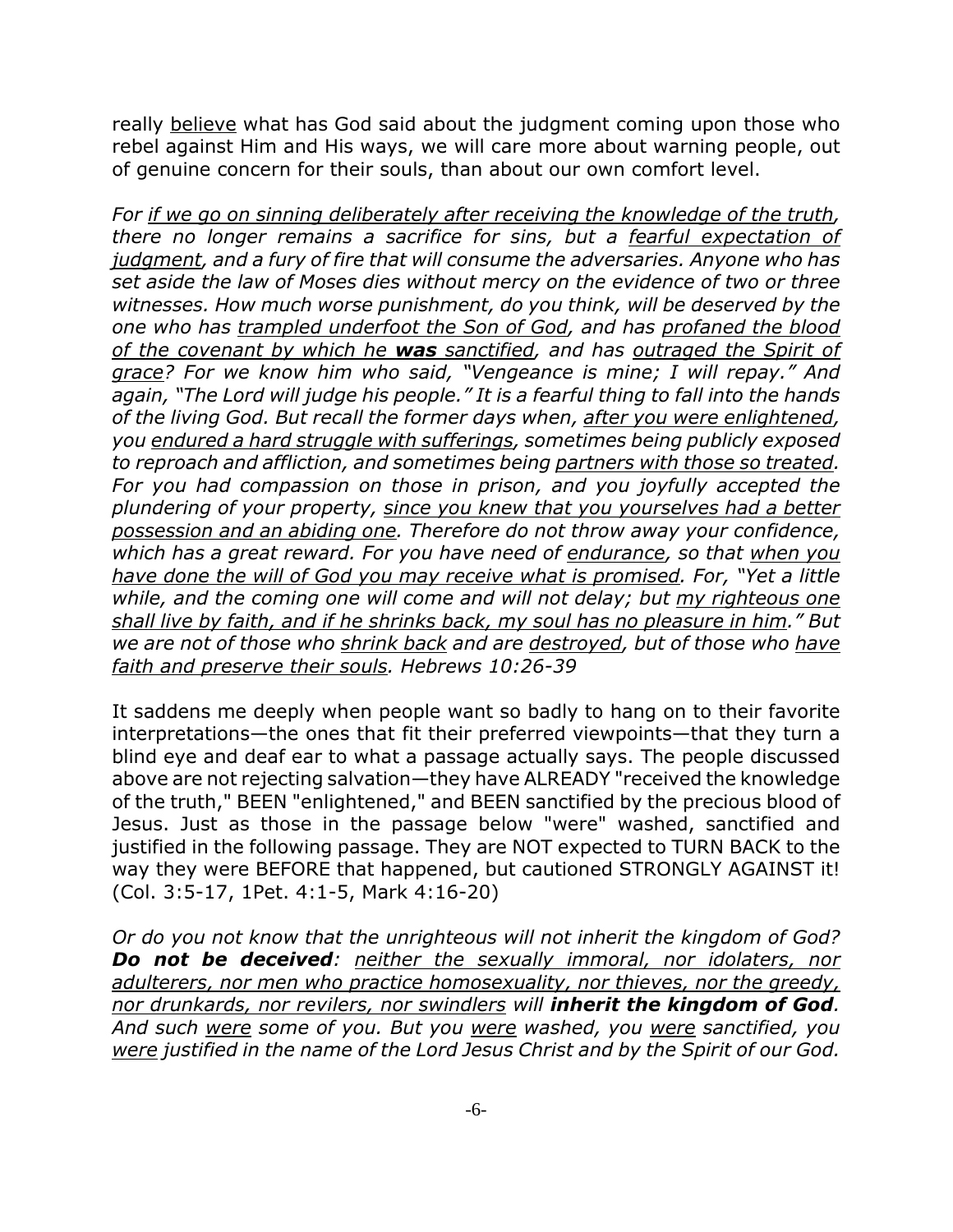really <u>believe</u> what has God said about the judgment coming upon those who rebel against Him and His ways, we will care more about warning people, out of genuine concern for their souls, than about our own comfort level.

*For <u>if we go on sinning deliberately after receiving the knowledge of the truth</u>, there no longer remains a sacrifice for sins, but a <u>fearful expectation of judgment</u>, and a fury of fire that will consume the adversaries. Anyone who has set aside the law of Moses dies without mercy on the evidence of two or three witnesses. How much worse punishment, do you think, will be deserved by the one who has <u>trampled underfoot the Son of God</u>, and has <u>profaned the blood of the covenant by which he **was** sanctified</u>, and has <u>outraged the Spirit of grace</u>? For we know him who said, "Vengeance is mine; I will repay." And again, "The Lord will judge his people." It is a fearful thing to fall into the hands of the living God. But recall the former days when, <u>after you were enlightened</u>, you <u>endured a hard struggle with sufferings</u>, sometimes being publicly exposed to reproach and affliction, and sometimes being <u>partners with those so treated</u>. For you had compassion on those in prison, and you joyfully accepted the plundering of your property, <u>since you knew that you yourselves had a better possession and an abiding one</u>. Therefore do not throw away your confidence, which has a great reward. For you have need of <u>endurance</u>, so that <u>when you have done the will of God you may receive what is promised</u>. For, "Yet a little while, and the coming one will come and will not delay; but <u>my righteous one shall live by faith, and if he shrinks back, my soul has no pleasure in him</u>." But we are not of those who <u>shrink back</u> and are <u>destroyed</u>, but of those who <u>have faith and preserve their souls</u>. Hebrews 10:26-39*

It saddens me deeply when people want so badly to hang on to their favorite interpretations—the ones that fit their preferred viewpoints—that they turn a blind eye and deaf ear to what a passage actually says. The people discussed above are not rejecting salvation—they have ALREADY "received the knowledge of the truth," BEEN "enlightened," and BEEN sanctified by the precious blood of Jesus. Just as those in the passage below "were" washed, sanctified and justified in the following passage. They are NOT expected to TURN BACK to the way they were BEFORE that happened, but cautioned STRONGLY AGAINST it! (Col. 3:5-17, 1Pet. 4:1-5, Mark 4:16-20)

*Or do you not know that the unrighteous will not inherit the kingdom of God? **Do not be deceived**: <u>neither the sexually immoral, nor idolaters, nor adulterers, nor men who practice homosexuality, nor thieves, nor the greedy, nor drunkards, nor revilers, nor swindlers</u> will **inherit the kingdom of God**. And such <u>were</u> some of you. But you <u>were</u> washed, you <u>were</u> sanctified, you <u>were</u> justified in the name of the Lord Jesus Christ and by the Spirit of our God.*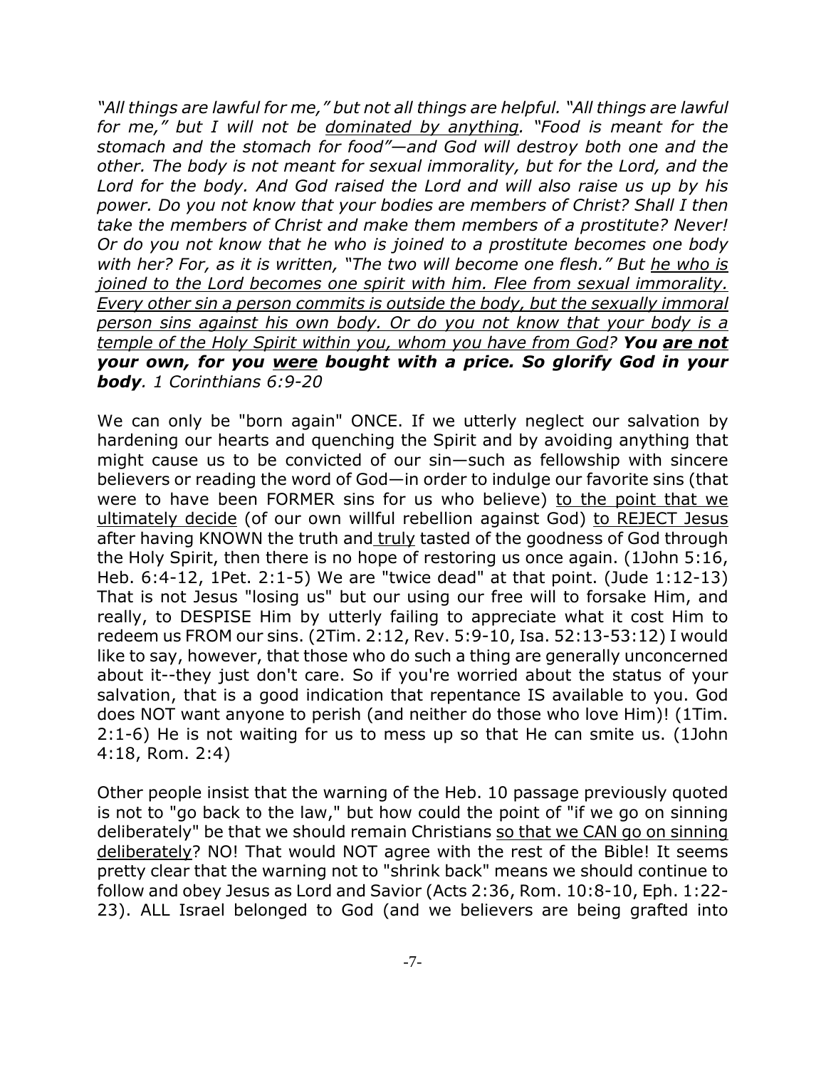*"All things are lawful for me," but not all things are helpful. "All things are lawful for me," but I will not be <u>dominated by anything</u>. "Food is meant for the stomach and the stomach for food"—and God will destroy both one and the other. The body is not meant for sexual immorality, but for the Lord, and the Lord for the body. And God raised the Lord and will also raise us up by his power. Do you not know that your bodies are members of Christ? Shall I then take the members of Christ and make them members of a prostitute? Never! Or do you not know that he who is joined to a prostitute becomes one body with her? For, as it is written, "The two will become one flesh." But <u>he who is joined to the Lord becomes one spirit with him. Flee from sexual immorality. Every other sin a person commits is outside the body, but the sexually immoral person sins against his own body. Or do you not know that your body is a temple of the Holy Spirit within you, whom you have from God</u>? **You <u>are not</u> your own, for you <u>were</u> bought with a price. So glorify God in your body**. 1 Corinthians 6:9-20*

We can only be "born again" ONCE. If we utterly neglect our salvation by hardening our hearts and quenching the Spirit and by avoiding anything that might cause us to be convicted of our sin—such as fellowship with sincere believers or reading the word of God—in order to indulge our favorite sins (that were to have been FORMER sins for us who believe) <u>to the point that we ultimately decide</u> (of our own willful rebellion against God) <u>to REJECT Jesus</u> after having KNOWN the truth and <u>truly</u> tasted of the goodness of God through the Holy Spirit, then there is no hope of restoring us once again. (1John 5:16, Heb. 6:4-12, 1Pet. 2:1-5) We are "twice dead" at that point. (Jude 1:12-13) That is not Jesus "losing us" but our using our free will to forsake Him, and really, to DESPISE Him by utterly failing to appreciate what it cost Him to redeem us FROM our sins. (2Tim. 2:12, Rev. 5:9-10, Isa. 52:13-53:12) I would like to say, however, that those who do such a thing are generally unconcerned about it--they just don't care. So if you're worried about the status of your salvation, that is a good indication that repentance IS available to you. God does NOT want anyone to perish (and neither do those who love Him)! (1Tim. 2:1-6) He is not waiting for us to mess up so that He can smite us. (1John 4:18, Rom. 2:4)

Other people insist that the warning of the Heb. 10 passage previously quoted is not to "go back to the law," but how could the point of "if we go on sinning deliberately" be that we should remain Christians <u>so that we CAN go on sinning deliberately</u>? NO! That would NOT agree with the rest of the Bible! It seems pretty clear that the warning not to "shrink back" means we should continue to follow and obey Jesus as Lord and Savior (Acts 2:36, Rom. 10:8-10, Eph. 1:22-23). ALL Israel belonged to God (and we believers are being grafted into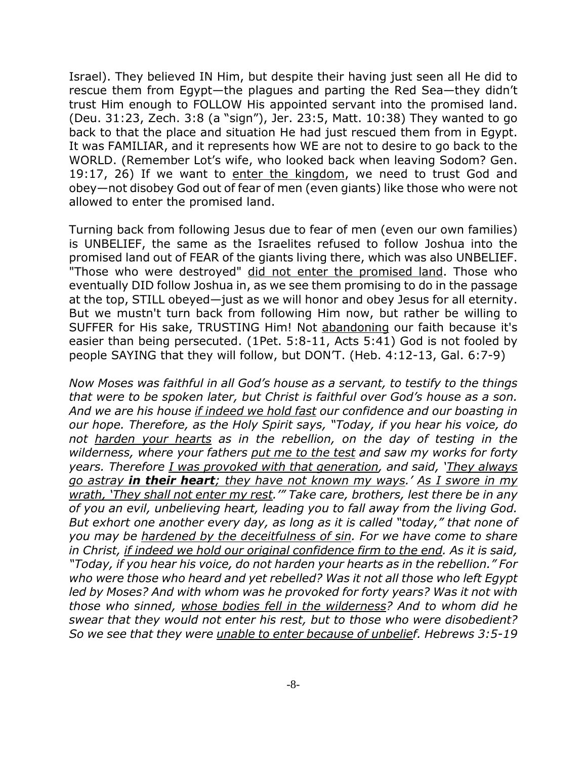Israel). They believed IN Him, but despite their having just seen all He did to rescue them from Egypt—the plagues and parting the Red Sea—they didn't trust Him enough to FOLLOW His appointed servant into the promised land. (Deu. 31:23, Zech. 3:8 (a "sign"), Jer. 23:5, Matt. 10:38) They wanted to go back to that the place and situation He had just rescued them from in Egypt. It was FAMILIAR, and it represents how WE are not to desire to go back to the WORLD. (Remember Lot's wife, who looked back when leaving Sodom? Gen. 19:17, 26) If we want to <u>enter the kingdom</u>, we need to trust God and obey—not disobey God out of fear of men (even giants) like those who were not allowed to enter the promised land.

Turning back from following Jesus due to fear of men (even our own families) is UNBELIEF, the same as the Israelites refused to follow Joshua into the promised land out of FEAR of the giants living there, which was also UNBELIEF. "Those who were destroyed" <u>did not enter the promised land</u>. Those who eventually DID follow Joshua in, as we see them promising to do in the passage at the top, STILL obeyed—just as we will honor and obey Jesus for all eternity. But we mustn't turn back from following Him now, but rather be willing to SUFFER for His sake, TRUSTING Him! Not <u>abandoning</u> our faith because it's easier than being persecuted. (1Pet. 5:8-11, Acts 5:41) God is not fooled by people SAYING that they will follow, but DON'T. (Heb. 4:12-13, Gal. 6:7-9)

*Now Moses was faithful in all God's house as a servant, to testify to the things that were to be spoken later, but Christ is faithful over God's house as a son. And we are his house <u>if indeed we hold fast</u> our confidence and our boasting in our hope. Therefore, as the Holy Spirit says, "Today, if you hear his voice, do not <u>harden your hearts</u> as in the rebellion, on the day of testing in the wilderness, where your fathers <u>put me to the test</u> and saw my works for forty years. Therefore <u>I was provoked with that generation</u>, and said, '<u>They always go astray **in their heart**; they have not known my ways</u>.' <u>As I swore in my wrath, 'They shall not enter my rest</u>.'" Take care, brothers, lest there be in any of you an evil, unbelieving heart, leading you to fall away from the living God. But exhort one another every day, as long as it is called "today," that none of you may be <u>hardened by the deceitfulness of sin</u>. For we have come to share in Christ, <u>if indeed we hold our original confidence firm to the end</u>. As it is said, "Today, if you hear his voice, do not harden your hearts as in the rebellion." For who were those who heard and yet rebelled? Was it not all those who left Egypt led by Moses? And with whom was he provoked for forty years? Was it not with those who sinned, <u>whose bodies fell in the wilderness</u>? And to whom did he swear that they would not enter his rest, but to those who were disobedient? So we see that they were <u>unable to enter because of unbelief</u>. Hebrews 3:5-19*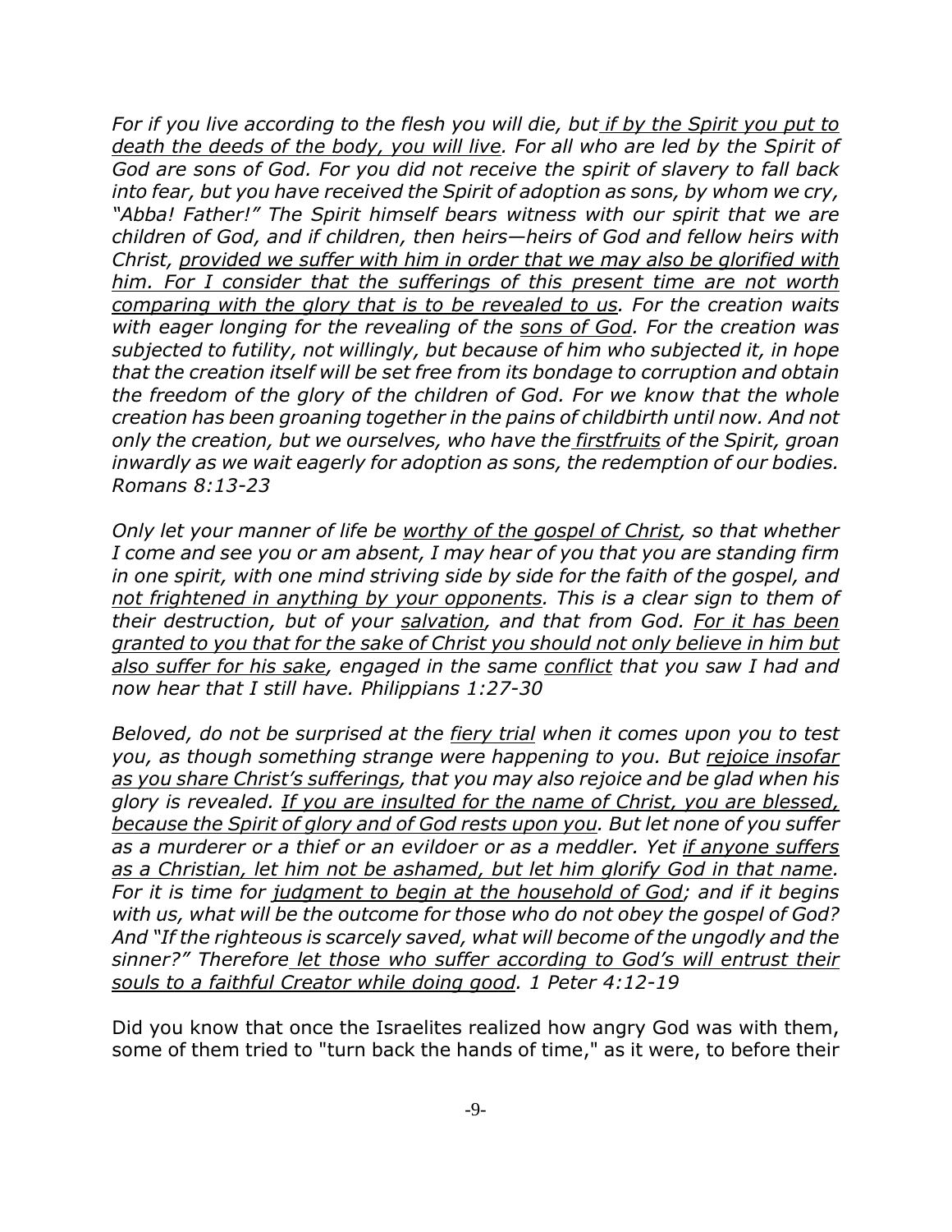*For if you live according to the flesh you will die, but <u>if by the Spirit you put to death the deeds of the body, you will live</u>. For all who are led by the Spirit of God are sons of God. For you did not receive the spirit of slavery to fall back into fear, but you have received the Spirit of adoption as sons, by whom we cry, "Abba! Father!" The Spirit himself bears witness with our spirit that we are children of God, and if children, then heirs—heirs of God and fellow heirs with Christ, <u>provided we suffer with him in order that we may also be glorified with him. For I consider that the sufferings of this present time are not worth comparing with the glory that is to be revealed to us</u>. For the creation waits with eager longing for the revealing of the <u>sons of God</u>. For the creation was subjected to futility, not willingly, but because of him who subjected it, in hope that the creation itself will be set free from its bondage to corruption and obtain the freedom of the glory of the children of God. For we know that the whole creation has been groaning together in the pains of childbirth until now. And not only the creation, but we ourselves, who have the <u>firstfruits</u> of the Spirit, groan inwardly as we wait eagerly for adoption as sons, the redemption of our bodies. Romans 8:13-23*

*Only let your manner of life be <u>worthy of the gospel of Christ</u>, so that whether I come and see you or am absent, I may hear of you that you are standing firm in one spirit, with one mind striving side by side for the faith of the gospel, and <u>not frightened in anything by your opponents</u>. This is a clear sign to them of their destruction, but of your <u>salvation</u>, and that from God. <u>For it has been granted to you that for the sake of Christ you should not only believe in him but also suffer for his sake</u>, engaged in the same <u>conflict</u> that you saw I had and now hear that I still have. Philippians 1:27-30*

*Beloved, do not be surprised at the <u>fiery trial</u> when it comes upon you to test you, as though something strange were happening to you. But <u>rejoice insofar as you share Christ's sufferings</u>, that you may also rejoice and be glad when his glory is revealed. <u>If you are insulted for the name of Christ, you are blessed, because the Spirit of glory and of God rests upon you</u>. But let none of you suffer as a murderer or a thief or an evildoer or as a meddler. Yet <u>if anyone suffers as a Christian, let him not be ashamed, but let him glorify God in that name</u>. For it is time for <u>judgment to begin at the household of God</u>; and if it begins with us, what will be the outcome for those who do not obey the gospel of God? And "If the righteous is scarcely saved, what will become of the ungodly and the sinner?" Therefore <u>let those who suffer according to God's will entrust their souls to a faithful Creator while doing good</u>. 1 Peter 4:12-19*

Did you know that once the Israelites realized how angry God was with them, some of them tried to "turn back the hands of time," as it were, to before their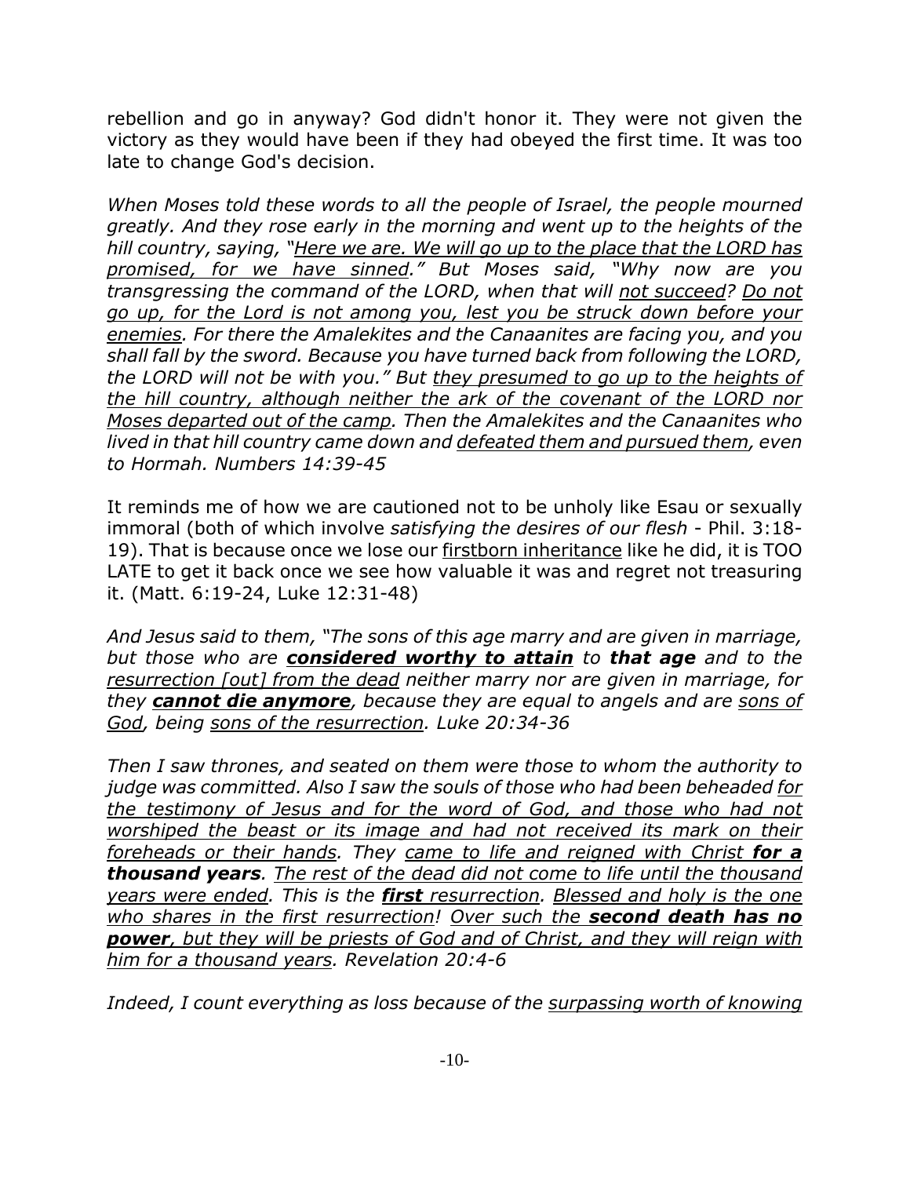rebellion and go in anyway? God didn't honor it. They were not given the victory as they would have been if they had obeyed the first time. It was too late to change God's decision.

*When Moses told these words to all the people of Israel, the people mourned greatly. And they rose early in the morning and went up to the heights of the hill country, saying, "<u>Here we are. We will go up to the place that the LORD has promised, for we have sinned</u>." But Moses said, "Why now are you transgressing the command of the LORD, when that will <u>not succeed</u>? <u>Do not go up, for the Lord is not among you, lest you be struck down before your enemies</u>. For there the Amalekites and the Canaanites are facing you, and you shall fall by the sword. Because you have turned back from following the LORD, the LORD will not be with you." But <u>they presumed to go up to the heights of the hill country, although neither the ark of the covenant of the LORD nor Moses departed out of the camp</u>. Then the Amalekites and the Canaanites who lived in that hill country came down and <u>defeated them and pursued them</u>, even to Hormah. Numbers 14:39-45*

It reminds me of how we are cautioned not to be unholy like Esau or sexually immoral (both of which involve *satisfying the desires of our flesh* - Phil. 3:18-19). That is because once we lose our <u>firstborn inheritance</u> like he did, it is TOO LATE to get it back once we see how valuable it was and regret not treasuring it. (Matt. 6:19-24, Luke 12:31-48)

*And Jesus said to them, "The sons of this age marry and are given in marriage, but those who are **<u>considered worthy to attain</u>** to **that age** and to the <u>resurrection [out] from the dead</u> neither marry nor are given in marriage, for they **<u>cannot die anymore</u>**, because they are equal to angels and are <u>sons of God</u>, being <u>sons of the resurrection</u>. Luke 20:34-36*

*Then I saw thrones, and seated on them were those to whom the authority to judge was committed. Also I saw the souls of those who had been beheaded <u>for the testimony of Jesus and for the word of God, and those who had not worshiped the beast or its image and had not received its mark on their foreheads or their hands</u>. They <u>came to life and reigned with Christ</u> **for a thousand years**. <u>The rest of the dead did not come to life until the thousand years were ended</u>. This is the **<u>first</u>** <u>resurrection</u>. <u>Blessed and holy is the one who shares in the first resurrection</u>! <u>Over such the **second death has no power**, but they will be priests of God and of Christ, and they will reign with him for a thousand years</u>. Revelation 20:4-6*

*Indeed, I count everything as loss because of the <u>surpassing worth of knowing</u>*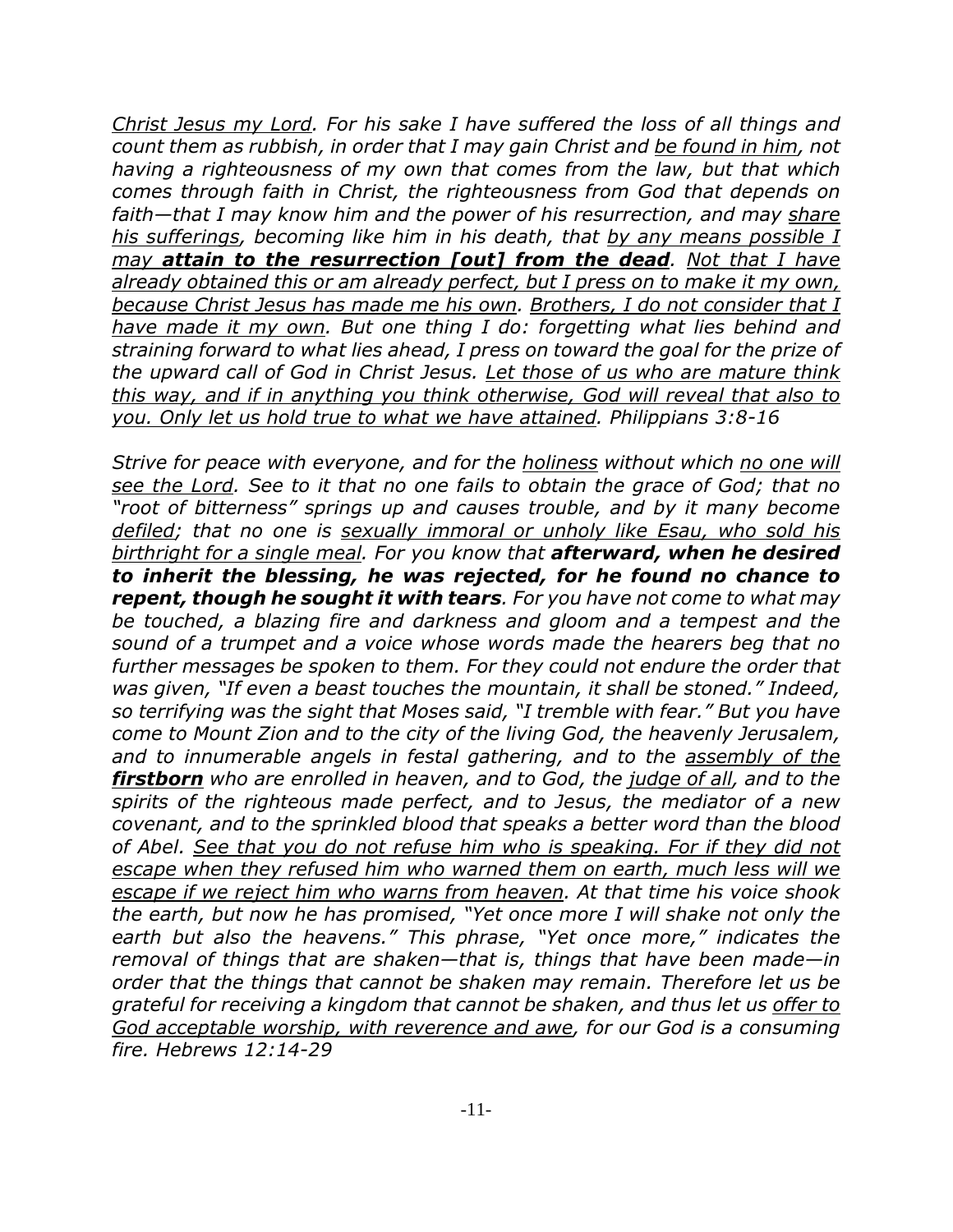*<u>Christ Jesus my Lord</u>. For his sake I have suffered the loss of all things and count them as rubbish, in order that I may gain Christ and <u>be found in him</u>, not having a righteousness of my own that comes from the law, but that which comes through faith in Christ, the righteousness from God that depends on faith—that I may know him and the power of his resurrection, and may <u>share his sufferings</u>, becoming like him in his death, that <u>by any means possible I may **attain to the resurrection [out] from the dead**</u>. <u>Not that I have already obtained this or am already perfect, but I press on to make it my own, because Christ Jesus has made me his own</u>. <u>Brothers, I do not consider that I have made it my own</u>. But one thing I do: forgetting what lies behind and straining forward to what lies ahead, I press on toward the goal for the prize of the upward call of God in Christ Jesus. <u>Let those of us who are mature think this way, and if in anything you think otherwise, God will reveal that also to you. Only let us hold true to what we have attained</u>. Philippians 3:8-16*

*Strive for peace with everyone, and for the <u>holiness</u> without which <u>no one will see the Lord</u>. See to it that no one fails to obtain the grace of God; that no "root of bitterness" springs up and causes trouble, and by it many become <u>defiled</u>; that no one is <u>sexually immoral or unholy like Esau, who sold his birthright for a single meal</u>. For you know that **afterward, when he desired to inherit the blessing, he was rejected, for he found no chance to repent, though he sought it with tears**. For you have not come to what may be touched, a blazing fire and darkness and gloom and a tempest and the sound of a trumpet and a voice whose words made the hearers beg that no further messages be spoken to them. For they could not endure the order that was given, "If even a beast touches the mountain, it shall be stoned." Indeed, so terrifying was the sight that Moses said, "I tremble with fear." But you have come to Mount Zion and to the city of the living God, the heavenly Jerusalem, and to innumerable angels in festal gathering, and to the <u>assembly of the **firstborn**</u> who are enrolled in heaven, and to God, the <u>judge of all</u>, and to the spirits of the righteous made perfect, and to Jesus, the mediator of a new covenant, and to the sprinkled blood that speaks a better word than the blood of Abel. <u>See that you do not refuse him who is speaking. For if they did not escape when they refused him who warned them on earth, much less will we escape if we reject him who warns from heaven</u>. At that time his voice shook the earth, but now he has promised, "Yet once more I will shake not only the earth but also the heavens." This phrase, "Yet once more," indicates the removal of things that are shaken—that is, things that have been made—in order that the things that cannot be shaken may remain. Therefore let us be grateful for receiving a kingdom that cannot be shaken, and thus let us <u>offer to God acceptable worship, with reverence and awe</u>, for our God is a consuming fire. Hebrews 12:14-29*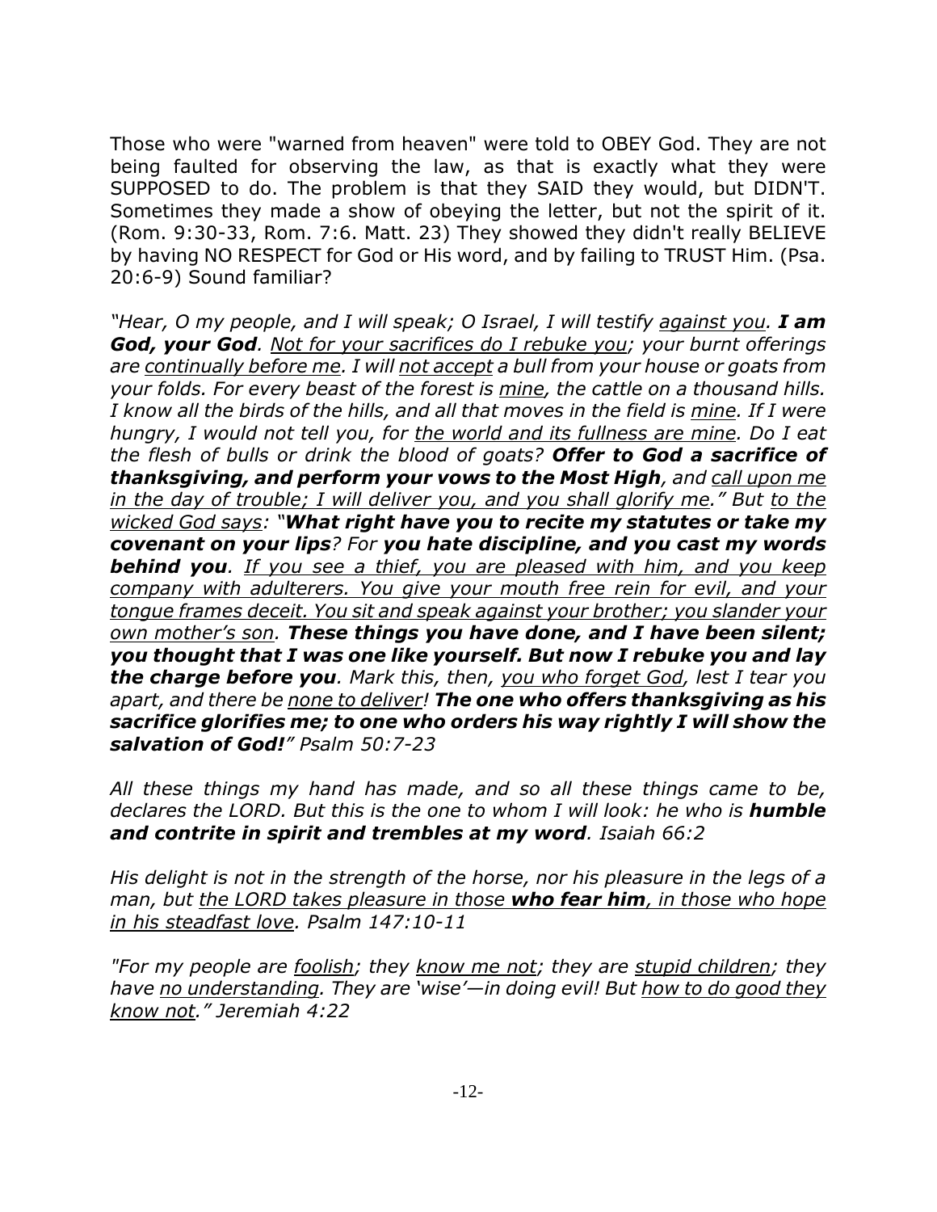Those who were "warned from heaven" were told to OBEY God. They are not being faulted for observing the law, as that is exactly what they were SUPPOSED to do. The problem is that they SAID they would, but DIDN'T. Sometimes they made a show of obeying the letter, but not the spirit of it. (Rom. 9:30-33, Rom. 7:6. Matt. 23) They showed they didn't really BELIEVE by having NO RESPECT for God or His word, and by failing to TRUST Him. (Psa. 20:6-9) Sound familiar?

*"Hear, O my people, and I will speak; O Israel, I will testify <u>against you</u>. **I am God, your God**. <u>Not for your sacrifices do I rebuke you</u>; your burnt offerings are <u>continually before me</u>. I will <u>not accept</u> a bull from your house or goats from your folds. For every beast of the forest is <u>mine</u>, the cattle on a thousand hills. I know all the birds of the hills, and all that moves in the field is <u>mine</u>. If I were hungry, I would not tell you, for <u>the world and its fullness are mine</u>. Do I eat the flesh of bulls or drink the blood of goats? **Offer to God a sacrifice of thanksgiving, and perform your vows to the Most High**, and <u>call upon me in the day of trouble; I will deliver you, and you shall glorify me</u>." But <u>to the wicked God says</u>: "**What right have you to recite my statutes or take my covenant on your lips**? For **you hate discipline, and you cast my words behind you**. <u>If you see a thief, you are pleased with him, and you keep company with adulterers. You give your mouth free rein for evil, and your tongue frames deceit. You sit and speak against your brother; you slander your own mother's son</u>. **These things you have done, and I have been silent; you thought that I was one like yourself. But now I rebuke you and lay the charge before you**. Mark this, then, <u>you who forget God</u>, lest I tear you apart, and there be <u>none to deliver</u>! **The one who offers thanksgiving as his sacrifice glorifies me; to one who orders his way rightly I will show the salvation of God!**" Psalm 50:7-23*

*All these things my hand has made, and so all these things came to be, declares the LORD. But this is the one to whom I will look: he who is **humble and contrite in spirit and trembles at my word**. Isaiah 66:2*

*His delight is not in the strength of the horse, nor his pleasure in the legs of a man, but <u>the LORD takes pleasure in those **who fear him**, in those who hope in his steadfast love</u>. Psalm 147:10-11*

*"For my people are <u>foolish</u>; they <u>know me not</u>; they are <u>stupid children</u>; they have <u>no understanding</u>. They are 'wise'—in doing evil! But <u>how to do good they know not</u>." Jeremiah 4:22*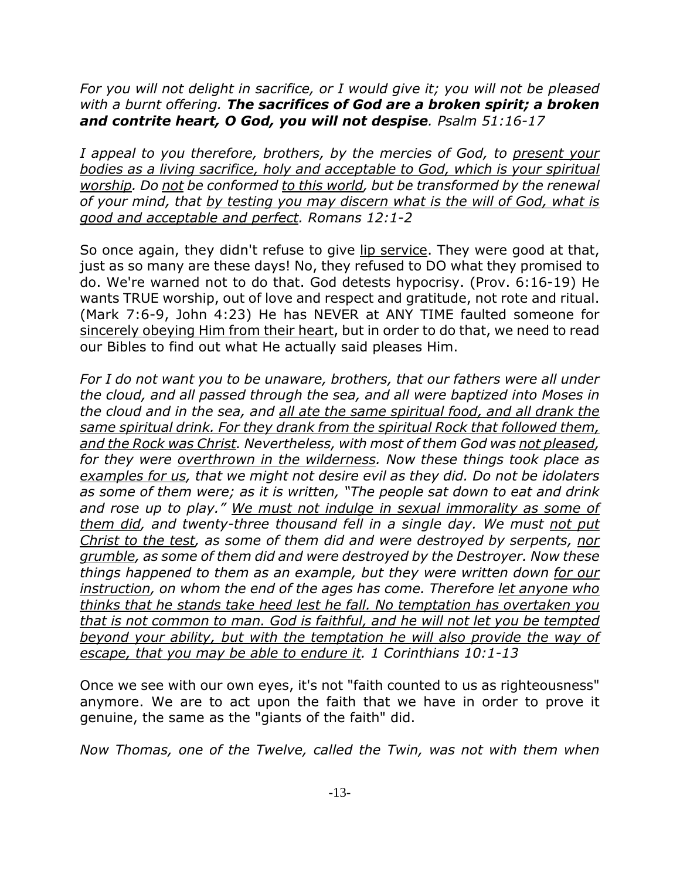*For you will not delight in sacrifice, or I would give it; you will not be pleased with a burnt offering.* ***The sacrifices of God are a broken spirit; a broken and contrite heart, O God, you will not despise****. Psalm 51:16-17*

*I appeal to you therefore, brothers, by the mercies of God, to <u>present your bodies as a living sacrifice, holy and acceptable to God, which is your spiritual worship</u>. Do <u>not</u> be conformed <u>to this world</u>, but be transformed by the renewal of your mind, that <u>by testing you may discern what is the will of God, what is good and acceptable and perfect</u>. Romans 12:1-2*

So once again, they didn't refuse to give <u>lip service</u>. They were good at that, just as so many are these days! No, they refused to DO what they promised to do. We're warned not to do that. God detests hypocrisy. (Prov. 6:16-19) He wants TRUE worship, out of love and respect and gratitude, not rote and ritual. (Mark 7:6-9, John 4:23) He has NEVER at ANY TIME faulted someone for <u>sincerely obeying Him from their heart</u>, but in order to do that, we need to read our Bibles to find out what He actually said pleases Him.

*For I do not want you to be unaware, brothers, that our fathers were all under the cloud, and all passed through the sea, and all were baptized into Moses in the cloud and in the sea, and <u>all ate the same spiritual food, and all drank the same spiritual drink. For they drank from the spiritual Rock that followed them, and the Rock was Christ</u>. Nevertheless, with most of them God was <u>not pleased</u>, for they were <u>overthrown in the wilderness</u>. Now these things took place as <u>examples for us</u>, that we might not desire evil as they did. Do not be idolaters as some of them were; as it is written, "The people sat down to eat and drink and rose up to play." <u>We must not indulge in sexual immorality as some of them did</u>, and twenty-three thousand fell in a single day. We must <u>not put Christ to the test</u>, as some of them did and were destroyed by serpents, <u>nor grumble</u>, as some of them did and were destroyed by the Destroyer. Now these things happened to them as an example, but they were written down <u>for our instruction</u>, on whom the end of the ages has come. Therefore <u>let anyone who thinks that he stands take heed lest he fall. No temptation has overtaken you that is not common to man. God is faithful, and he will not let you be tempted beyond your ability, but with the temptation he will also provide the way of escape, that you may be able to endure it</u>. 1 Corinthians 10:1-13*

Once we see with our own eyes, it's not "faith counted to us as righteousness" anymore. We are to act upon the faith that we have in order to prove it genuine, the same as the "giants of the faith" did.

*Now Thomas, one of the Twelve, called the Twin, was not with them when*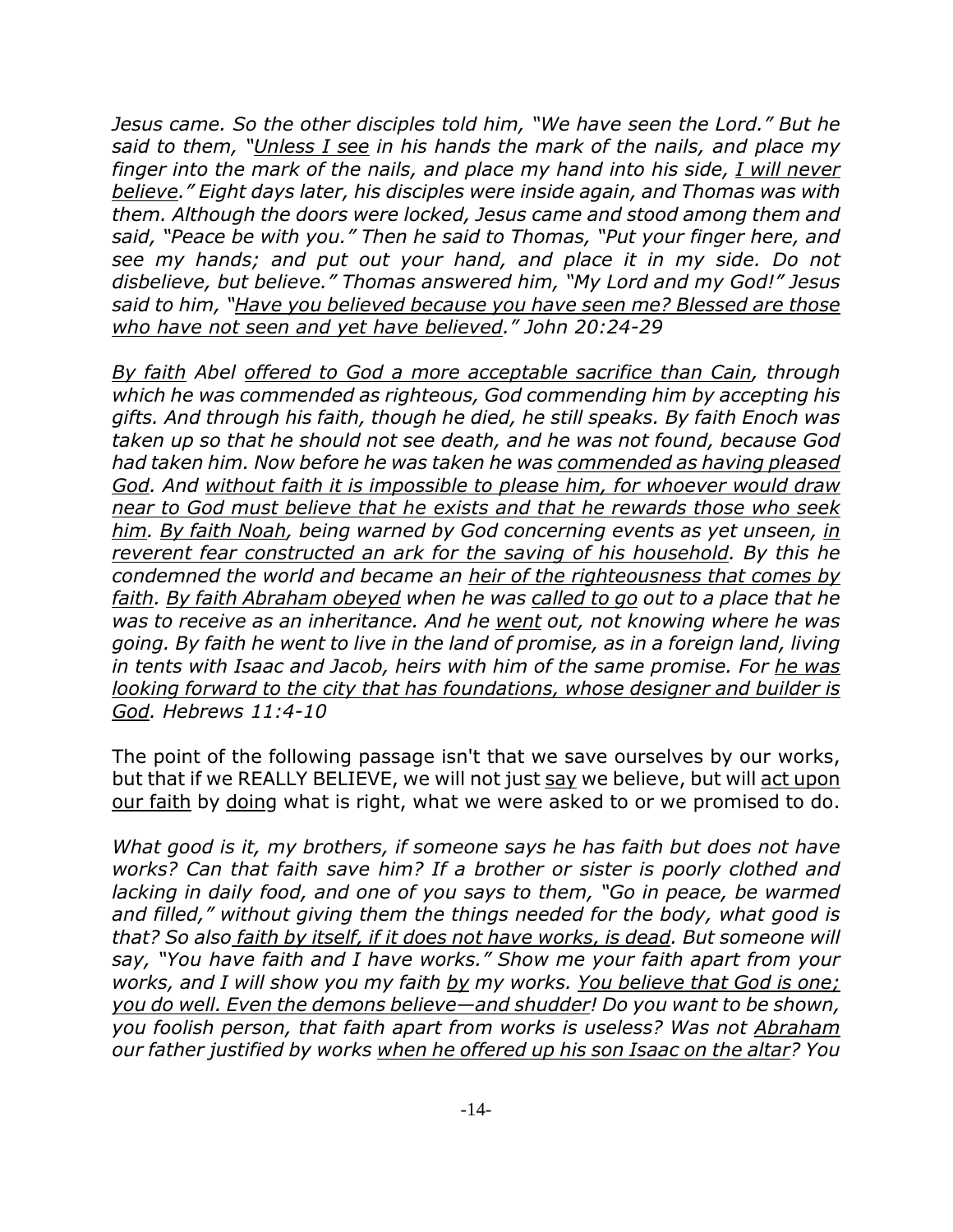*Jesus came. So the other disciples told him, "We have seen the Lord." But he said to them, "<u>Unless I see</u> in his hands the mark of the nails, and place my finger into the mark of the nails, and place my hand into his side, <u>I will never believe</u>." Eight days later, his disciples were inside again, and Thomas was with them. Although the doors were locked, Jesus came and stood among them and said, "Peace be with you." Then he said to Thomas, "Put your finger here, and see my hands; and put out your hand, and place it in my side. Do not disbelieve, but believe." Thomas answered him, "My Lord and my God!" Jesus said to him, "<u>Have you believed because you have seen me? Blessed are those who have not seen and yet have believed</u>." John 20:24-29*

*<u>By faith</u> Abel <u>offered to God a more acceptable sacrifice than Cain</u>, through which he was commended as righteous, God commending him by accepting his gifts. And through his faith, though he died, he still speaks. By faith Enoch was taken up so that he should not see death, and he was not found, because God had taken him. Now before he was taken he was <u>commended as having pleased God</u>. And <u>without faith it is impossible to please him, for whoever would draw near to God must believe that he exists and that he rewards those who seek him</u>. <u>By faith Noah</u>, being warned by God concerning events as yet unseen, <u>in reverent fear constructed an ark for the saving of his household</u>. By this he condemned the world and became an <u>heir of the righteousness that comes by faith</u>. <u>By faith Abraham obeyed</u> when he was <u>called to go</u> out to a place that he was to receive as an inheritance. And he <u>went</u> out, not knowing where he was going. By faith he went to live in the land of promise, as in a foreign land, living in tents with Isaac and Jacob, heirs with him of the same promise. For <u>he was looking forward to the city that has foundations, whose designer and builder is God</u>. Hebrews 11:4-10*

The point of the following passage isn't that we save ourselves by our works, but that if we REALLY BELIEVE, we will not just <u>say</u> we believe, but will <u>act upon our faith</u> by <u>doing</u> what is right, what we were asked to or we promised to do.

*What good is it, my brothers, if someone says he has faith but does not have works? Can that faith save him? If a brother or sister is poorly clothed and lacking in daily food, and one of you says to them, "Go in peace, be warmed and filled," without giving them the things needed for the body, what good is that? So also <u>faith by itself, if it does not have works, is dead</u>. But someone will say, "You have faith and I have works." Show me your faith apart from your works, and I will show you my faith <u>by</u> my works. <u>You believe that God is one; you do well. Even the demons believe—and shudder</u>! Do you want to be shown, you foolish person, that faith apart from works is useless? Was not <u>Abraham</u> our father justified by works <u>when he offered up his son Isaac on the altar</u>? You*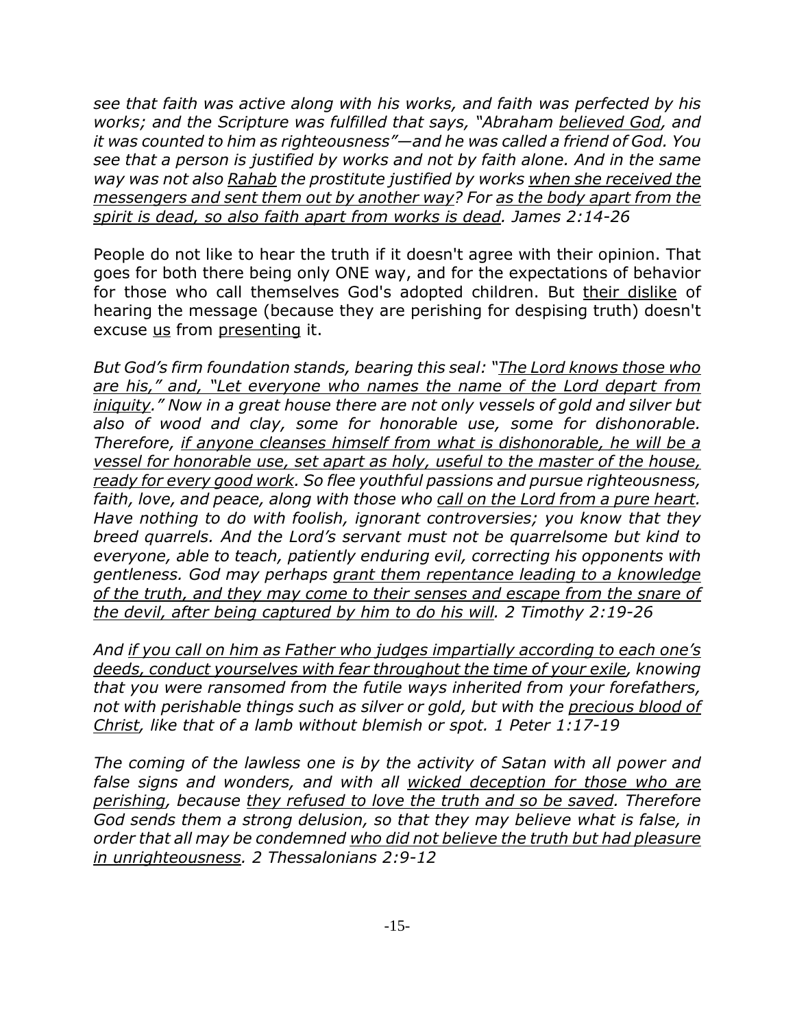*see that faith was active along with his works, and faith was perfected by his works; and the Scripture was fulfilled that says, "Abraham <u>believed God</u>, and it was counted to him as righteousness"—and he was called a friend of God. You see that a person is justified by works and not by faith alone. And in the same way was not also <u>Rahab</u> the prostitute justified by works <u>when she received the messengers and sent them out by another way</u>? For <u>as the body apart from the spirit is dead, so also faith apart from works is dead</u>. James 2:14-26*

People do not like to hear the truth if it doesn't agree with their opinion. That goes for both there being only ONE way, and for the expectations of behavior for those who call themselves God's adopted children. But <u>their dislike</u> of hearing the message (because they are perishing for despising truth) doesn't excuse <u>us</u> from <u>presenting</u> it.

*But God's firm foundation stands, bearing this seal: "<u>The Lord knows those who are his," and, "Let everyone who names the name of the Lord depart from iniquity</u>." Now in a great house there are not only vessels of gold and silver but also of wood and clay, some for honorable use, some for dishonorable. Therefore, <u>if anyone cleanses himself from what is dishonorable, he will be a vessel for honorable use, set apart as holy, useful to the master of the house, ready for every good work</u>. So flee youthful passions and pursue righteousness, faith, love, and peace, along with those who <u>call on the Lord from a pure heart</u>. Have nothing to do with foolish, ignorant controversies; you know that they breed quarrels. And the Lord's servant must not be quarrelsome but kind to everyone, able to teach, patiently enduring evil, correcting his opponents with gentleness. God may perhaps <u>grant them repentance leading to a knowledge of the truth, and they may come to their senses and escape from the snare of the devil, after being captured by him to do his will</u>. 2 Timothy 2:19-26*

*And <u>if you call on him as Father who judges impartially according to each one's deeds, conduct yourselves with fear throughout the time of your exile</u>, knowing that you were ransomed from the futile ways inherited from your forefathers, not with perishable things such as silver or gold, but with the <u>precious blood of Christ</u>, like that of a lamb without blemish or spot. 1 Peter 1:17-19*

*The coming of the lawless one is by the activity of Satan with all power and false signs and wonders, and with all <u>wicked deception for those who are perishing</u>, because <u>they refused to love the truth and so be saved</u>. Therefore God sends them a strong delusion, so that they may believe what is false, in order that all may be condemned <u>who did not believe the truth but had pleasure in unrighteousness</u>. 2 Thessalonians 2:9-12*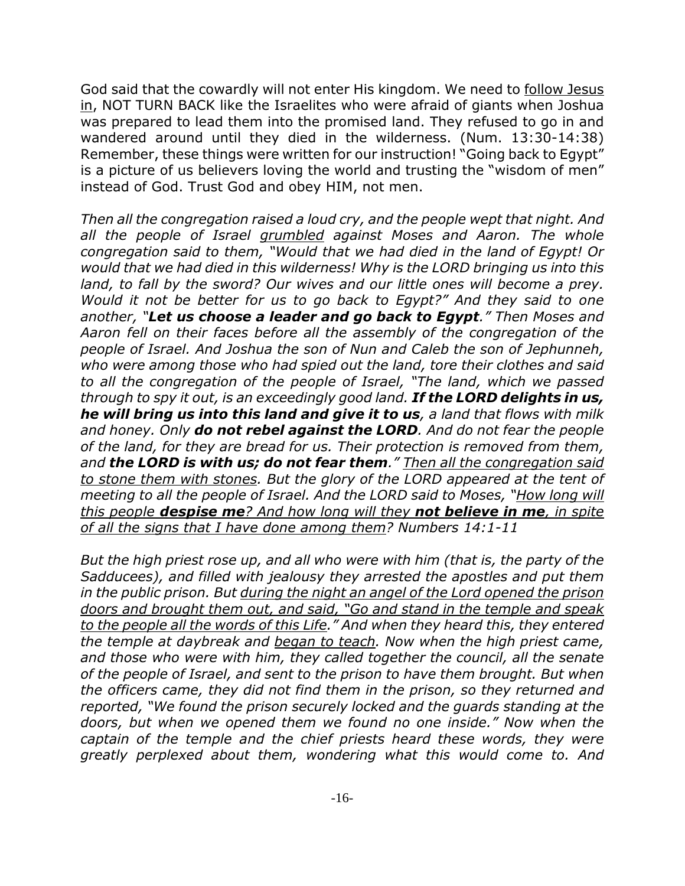God said that the cowardly will not enter His kingdom. We need to <u>follow Jesus in</u>, NOT TURN BACK like the Israelites who were afraid of giants when Joshua was prepared to lead them into the promised land. They refused to go in and wandered around until they died in the wilderness. (Num. 13:30-14:38) Remember, these things were written for our instruction! "Going back to Egypt" is a picture of us believers loving the world and trusting the "wisdom of men" instead of God. Trust God and obey HIM, not men.

*Then all the congregation raised a loud cry, and the people wept that night. And all the people of Israel <u>grumbled</u> against Moses and Aaron. The whole congregation said to them, "Would that we had died in the land of Egypt! Or would that we had died in this wilderness! Why is the LORD bringing us into this land, to fall by the sword? Our wives and our little ones will become a prey. Would it not be better for us to go back to Egypt?" And they said to one another, "**Let us choose a leader and go back to Egypt**." Then Moses and Aaron fell on their faces before all the assembly of the congregation of the people of Israel. And Joshua the son of Nun and Caleb the son of Jephunneh, who were among those who had spied out the land, tore their clothes and said to all the congregation of the people of Israel, "The land, which we passed through to spy it out, is an exceedingly good land. **If the LORD delights in us, he will bring us into this land and give it to us**, a land that flows with milk and honey. Only **do not rebel against the LORD**. And do not fear the people of the land, for they are bread for us. Their protection is removed from them, and **the LORD is with us; do not fear them**." <u>Then all the congregation said to stone them with stones</u>. But the glory of the LORD appeared at the tent of meeting to all the people of Israel. And the LORD said to Moses, "<u>How long will this people **despise me**? And how long will they **not believe in me**, in spite of all the signs that I have done among them</u>? Numbers 14:1-11*

*But the high priest rose up, and all who were with him (that is, the party of the Sadducees), and filled with jealousy they arrested the apostles and put them in the public prison. But <u>during the night an angel of the Lord opened the prison doors and brought them out, and said, "Go and stand in the temple and speak to the people all the words of this Life</u>." And when they heard this, they entered the temple at daybreak and <u>began to teach</u>. Now when the high priest came, and those who were with him, they called together the council, all the senate of the people of Israel, and sent to the prison to have them brought. But when the officers came, they did not find them in the prison, so they returned and reported, "We found the prison securely locked and the guards standing at the doors, but when we opened them we found no one inside." Now when the captain of the temple and the chief priests heard these words, they were greatly perplexed about them, wondering what this would come to. And*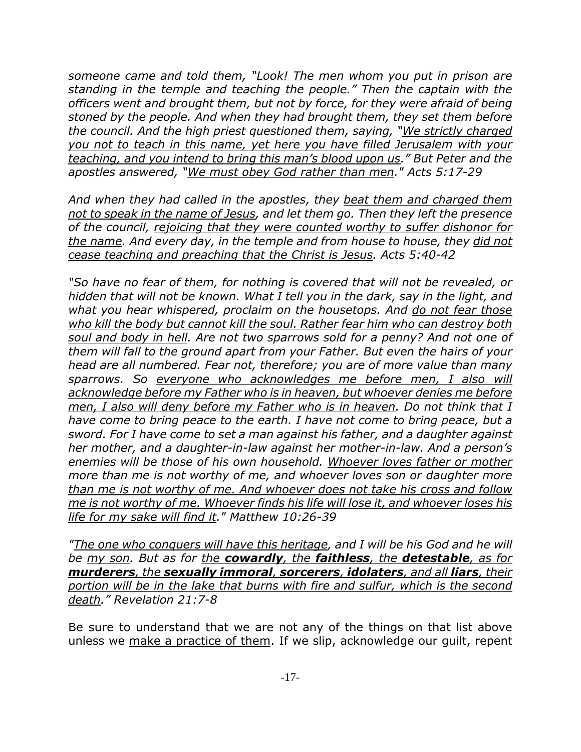*someone came and told them, "<u>Look! The men whom you put in prison are standing in the temple and teaching the people</u>." Then the captain with the officers went and brought them, but not by force, for they were afraid of being stoned by the people. And when they had brought them, they set them before the council. And the high priest questioned them, saying, "<u>We strictly charged you not to teach in this name, yet here you have filled Jerusalem with your teaching, and you intend to bring this man's blood upon us</u>." But Peter and the apostles answered, "<u>We must obey God rather than men</u>." Acts 5:17-29*

*And when they had called in the apostles, they <u>beat them and charged them not to speak in the name of Jesus</u>, and let them go. Then they left the presence of the council, <u>rejoicing that they were counted worthy to suffer dishonor for the name</u>. And every day, in the temple and from house to house, they <u>did not cease teaching and preaching that the Christ is Jesus</u>. Acts 5:40-42*

*"So <u>have no fear of them</u>, for nothing is covered that will not be revealed, or hidden that will not be known. What I tell you in the dark, say in the light, and what you hear whispered, proclaim on the housetops. And <u>do not fear those who kill the body but cannot kill the soul. Rather fear him who can destroy both soul and body in hell</u>. Are not two sparrows sold for a penny? And not one of them will fall to the ground apart from your Father. But even the hairs of your head are all numbered. Fear not, therefore; you are of more value than many sparrows. So <u>everyone who acknowledges me before men, I also will acknowledge before my Father who is in heaven, but whoever denies me before men, I also will deny before my Father who is in heaven</u>. Do not think that I have come to bring peace to the earth. I have not come to bring peace, but a sword. For I have come to set a man against his father, and a daughter against her mother, and a daughter-in-law against her mother-in-law. And a person's enemies will be those of his own household. <u>Whoever loves father or mother more than me is not worthy of me, and whoever loves son or daughter more than me is not worthy of me. And whoever does not take his cross and follow me is not worthy of me. Whoever finds his life will lose it, and whoever loses his life for my sake will find it</u>." Matthew 10:26-39*

*"<u>The one who conquers will have this heritage</u>, and I will be his God and he will be <u>my son</u>. But as for <u>the **cowardly**, the **faithless**, the **detestable**, as for **murderers**, the **sexually immoral**, **sorcerers**, **idolaters**, and all **liars**, their portion will be in the lake that burns with fire and sulfur, which is the second death</u>." Revelation 21:7-8*

Be sure to understand that we are not any of the things on that list above unless we <u>make a practice of them</u>. If we slip, acknowledge our guilt, repent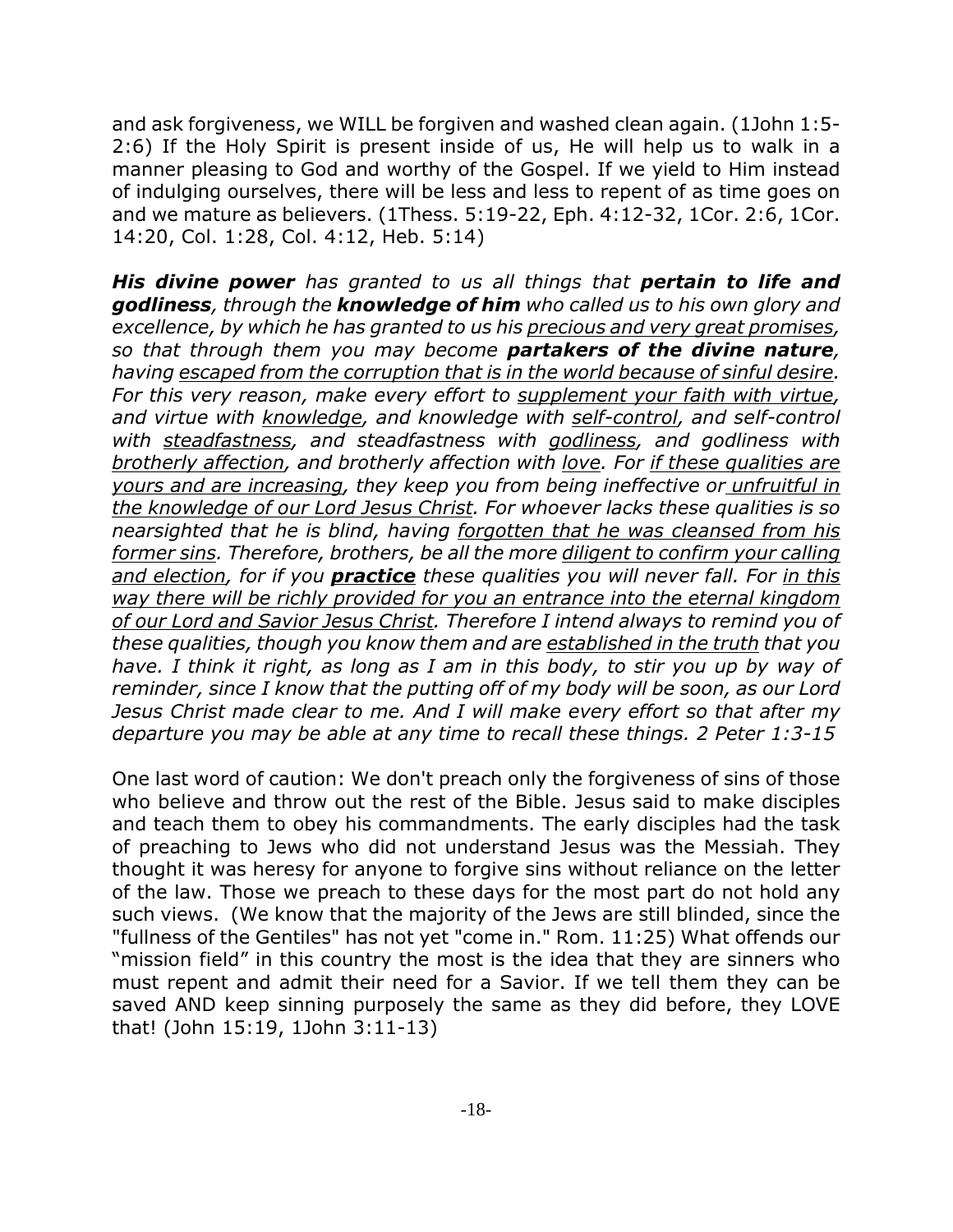and ask forgiveness, we WILL be forgiven and washed clean again. (1John 1:5-2:6) If the Holy Spirit is present inside of us, He will help us to walk in a manner pleasing to God and worthy of the Gospel. If we yield to Him instead of indulging ourselves, there will be less and less to repent of as time goes on and we mature as believers. (1Thess. 5:19-22, Eph. 4:12-32, 1Cor. 2:6, 1Cor. 14:20, Col. 1:28, Col. 4:12, Heb. 5:14)

***His divine power*** *has granted to us all things that* ***pertain to life and godliness****, through the* ***knowledge of him*** *who called us to his own glory and excellence, by which he has granted to us his <u>precious and very great promises</u>, so that through them you may become* ***partakers of the divine nature****, having <u>escaped from the corruption that is in the world because of sinful desire</u>. For this very reason, make every effort to <u>supplement your faith with virtue</u>, and virtue with <u>knowledge</u>, and knowledge with <u>self-control</u>, and self-control with <u>steadfastness</u>, and steadfastness with <u>godliness</u>, and godliness with <u>brotherly affection</u>, and brotherly affection with <u>love</u>. For <u>if these qualities are yours and are increasing</u>, they keep you from being ineffective or <u>unfruitful in the knowledge of our Lord Jesus Christ</u>. For whoever lacks these qualities is so nearsighted that he is blind, having <u>forgotten that he was cleansed from his former sins</u>. Therefore, brothers, be all the more <u>diligent to confirm your calling and election</u>, for if you* ***<u>practice</u>*** *these qualities you will never fall. For <u>in this way there will be richly provided for you an entrance into the eternal kingdom of our Lord and Savior Jesus Christ</u>. Therefore I intend always to remind you of these qualities, though you know them and are <u>established in the truth</u> that you have. I think it right, as long as I am in this body, to stir you up by way of reminder, since I know that the putting off of my body will be soon, as our Lord Jesus Christ made clear to me. And I will make every effort so that after my departure you may be able at any time to recall these things. 2 Peter 1:3-15*

One last word of caution: We don't preach only the forgiveness of sins of those who believe and throw out the rest of the Bible. Jesus said to make disciples and teach them to obey his commandments. The early disciples had the task of preaching to Jews who did not understand Jesus was the Messiah. They thought it was heresy for anyone to forgive sins without reliance on the letter of the law. Those we preach to these days for the most part do not hold any such views. (We know that the majority of the Jews are still blinded, since the "fullness of the Gentiles" has not yet "come in." Rom. 11:25) What offends our "mission field" in this country the most is the idea that they are sinners who must repent and admit their need for a Savior. If we tell them they can be saved AND keep sinning purposely the same as they did before, they LOVE that! (John 15:19, 1John 3:11-13)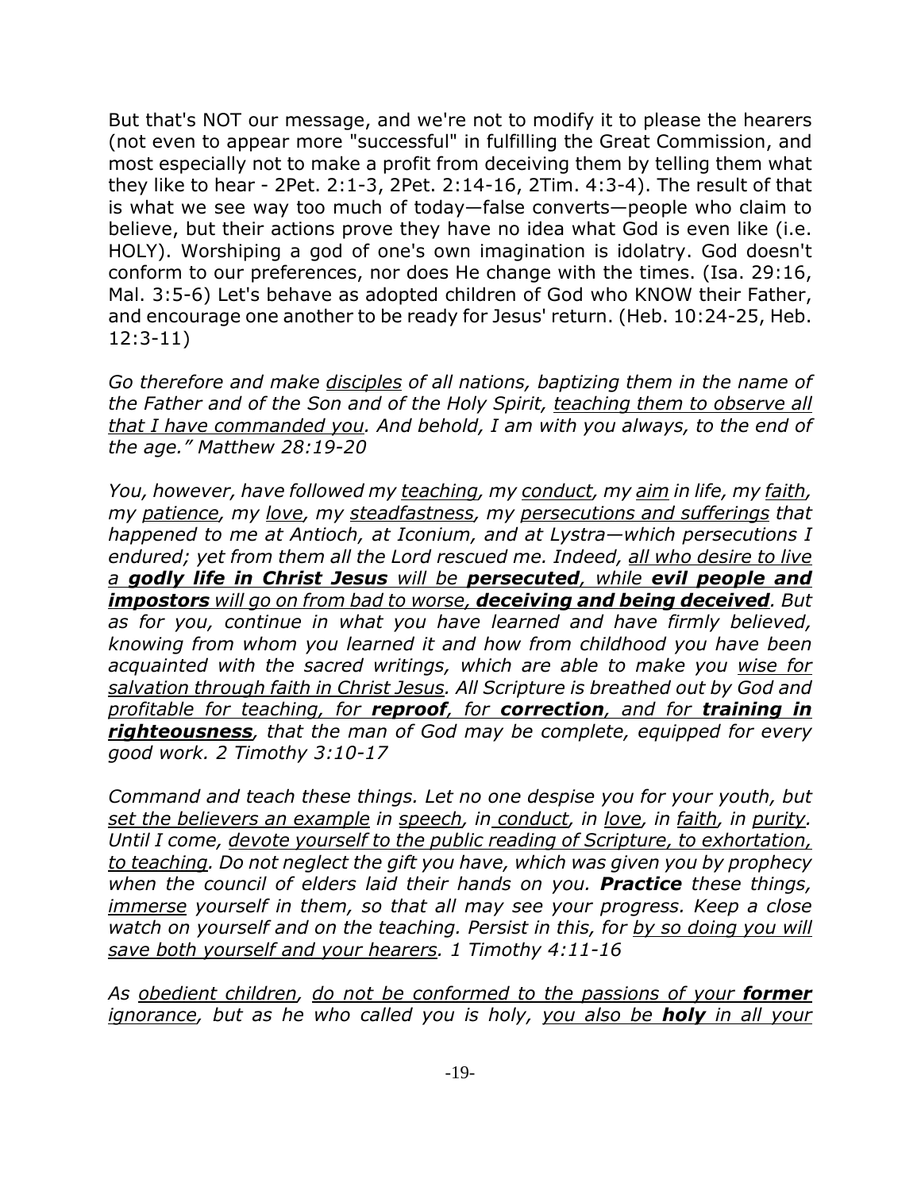But that's NOT our message, and we're not to modify it to please the hearers (not even to appear more "successful" in fulfilling the Great Commission, and most especially not to make a profit from deceiving them by telling them what they like to hear - 2Pet. 2:1-3, 2Pet. 2:14-16, 2Tim. 4:3-4). The result of that is what we see way too much of today—false converts—people who claim to believe, but their actions prove they have no idea what God is even like (i.e. HOLY). Worshiping a god of one's own imagination is idolatry. God doesn't conform to our preferences, nor does He change with the times. (Isa. 29:16, Mal. 3:5-6) Let's behave as adopted children of God who KNOW their Father, and encourage one another to be ready for Jesus' return. (Heb. 10:24-25, Heb. 12:3-11)

*Go therefore and make <u>disciples</u> of all nations, baptizing them in the name of the Father and of the Son and of the Holy Spirit, <u>teaching them to observe all that I have commanded you</u>. And behold, I am with you always, to the end of the age." Matthew 28:19-20*

*You, however, have followed my <u>teaching</u>, my <u>conduct</u>, my <u>aim</u> in life, my <u>faith</u>, my <u>patience</u>, my <u>love</u>, my <u>steadfastness</u>, my <u>persecutions and sufferings</u> that happened to me at Antioch, at Iconium, and at Lystra—which persecutions I endured; yet from them all the Lord rescued me. Indeed, <u>all who desire to live a **godly life in Christ Jesus** will be **persecuted**, while **evil people and impostors** will go on from bad to worse, **deceiving and being deceived**</u>. But as for you, continue in what you have learned and have firmly believed, knowing from whom you learned it and how from childhood you have been acquainted with the sacred writings, which are able to make you <u>wise for salvation through faith in Christ Jesus</u>. All Scripture is breathed out by God and <u>profitable for teaching, for **reproof**, for **correction**, and for **training in righteousness**</u>, that the man of God may be complete, equipped for every good work. 2 Timothy 3:10-17*

*Command and teach these things. Let no one despise you for your youth, but <u>set the believers an example</u> in <u>speech</u>, in <u>conduct</u>, in <u>love</u>, in <u>faith</u>, in <u>purity</u>. Until I come, <u>devote yourself to the public reading of Scripture, to exhortation, to teaching</u>. Do not neglect the gift you have, which was given you by prophecy when the council of elders laid their hands on you. **Practice** these things, <u>immerse</u> yourself in them, so that all may see your progress. Keep a close watch on yourself and on the teaching. Persist in this, for <u>by so doing you will save both yourself and your hearers</u>. 1 Timothy 4:11-16*

*As <u>obedient children</u>, <u>do not be conformed to the passions of your **former** ignorance</u>, but as he who called you is holy, <u>you also be **holy** in all your</u>*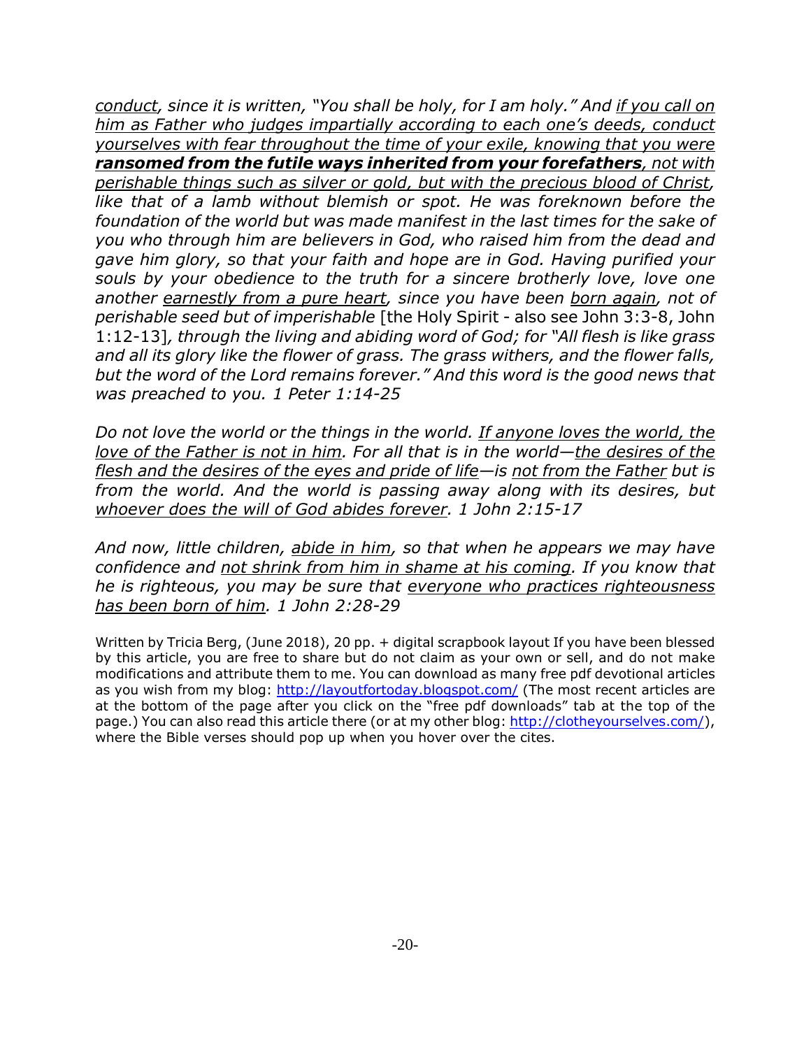*<u>conduct</u>, since it is written, "You shall be holy, for I am holy." And <u>if you call on him as Father who judges impartially according to each one's deeds, conduct yourselves with fear throughout the time of your exile, knowing that you were</u> **<u>ransomed from the futile ways inherited from your forefathers</u>**<u>, not with perishable things such as silver or gold, but with the precious blood of Christ</u>, like that of a lamb without blemish or spot. He was foreknown before the foundation of the world but was made manifest in the last times for the sake of you who through him are believers in God, who raised him from the dead and gave him glory, so that your faith and hope are in God. Having purified your souls by your obedience to the truth for a sincere brotherly love, love one another <u>earnestly from a pure heart</u>, since you have been <u>born again</u>, not of perishable seed but of imperishable* [the Holy Spirit - also see John 3:3-8, John 1:12-13]*, through the living and abiding word of God; for "All flesh is like grass and all its glory like the flower of grass. The grass withers, and the flower falls, but the word of the Lord remains forever." And this word is the good news that was preached to you. 1 Peter 1:14-25*

*Do not love the world or the things in the world. <u>If anyone loves the world, the love of the Father is not in him</u>. For all that is in the world—<u>the desires of the flesh and the desires of the eyes and pride of life</u>—is <u>not from the Father</u> but is from the world. And the world is passing away along with its desires, but <u>whoever does the will of God abides forever</u>. 1 John 2:15-17*

*And now, little children, <u>abide in him</u>, so that when he appears we may have confidence and <u>not shrink from him in shame at his coming</u>. If you know that he is righteous, you may be sure that <u>everyone who practices righteousness has been born of him</u>. 1 John 2:28-29*

Written by Tricia Berg, (June 2018), 20 pp. + digital scrapbook layout If you have been blessed by this article, you are free to share but do not claim as your own or sell, and do not make modifications and attribute them to me. You can download as many free pdf devotional articles as you wish from my blog: http://layoutfortoday.blogspot.com/ (The most recent articles are at the bottom of the page after you click on the "free pdf downloads" tab at the top of the page.) You can also read this article there (or at my other blog: http://clotheyourselves.com/), where the Bible verses should pop up when you hover over the cites.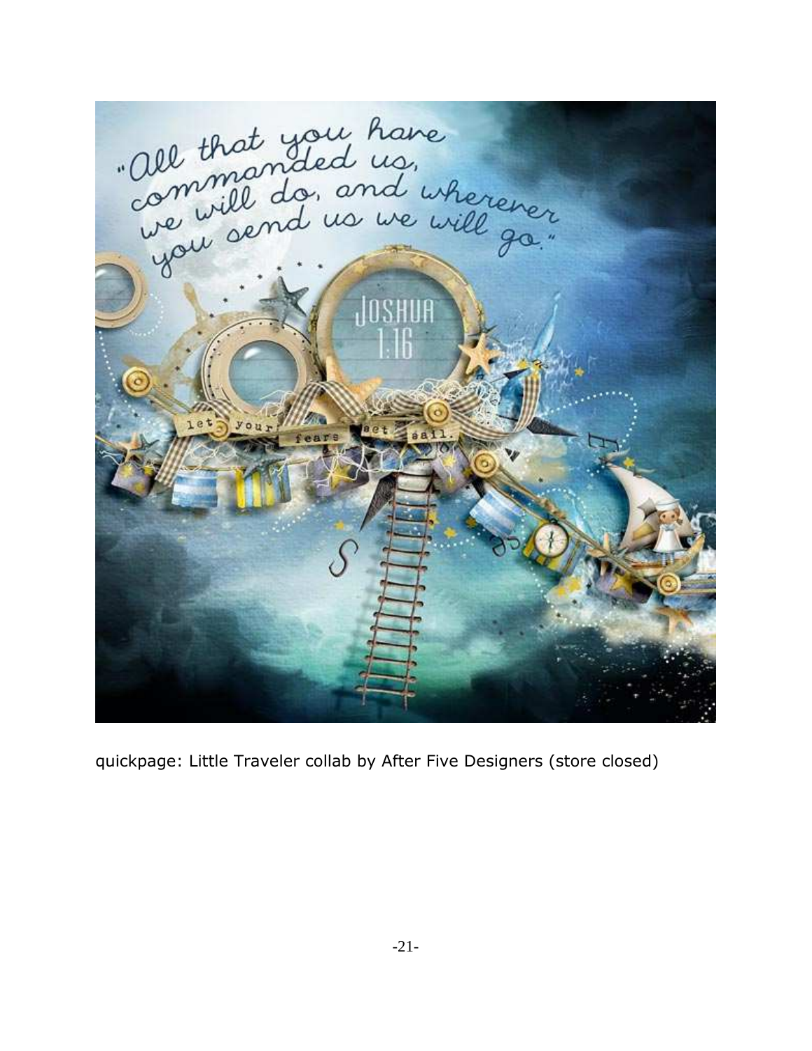quickpage: Little Traveler collab by After Five Designers (store closed)